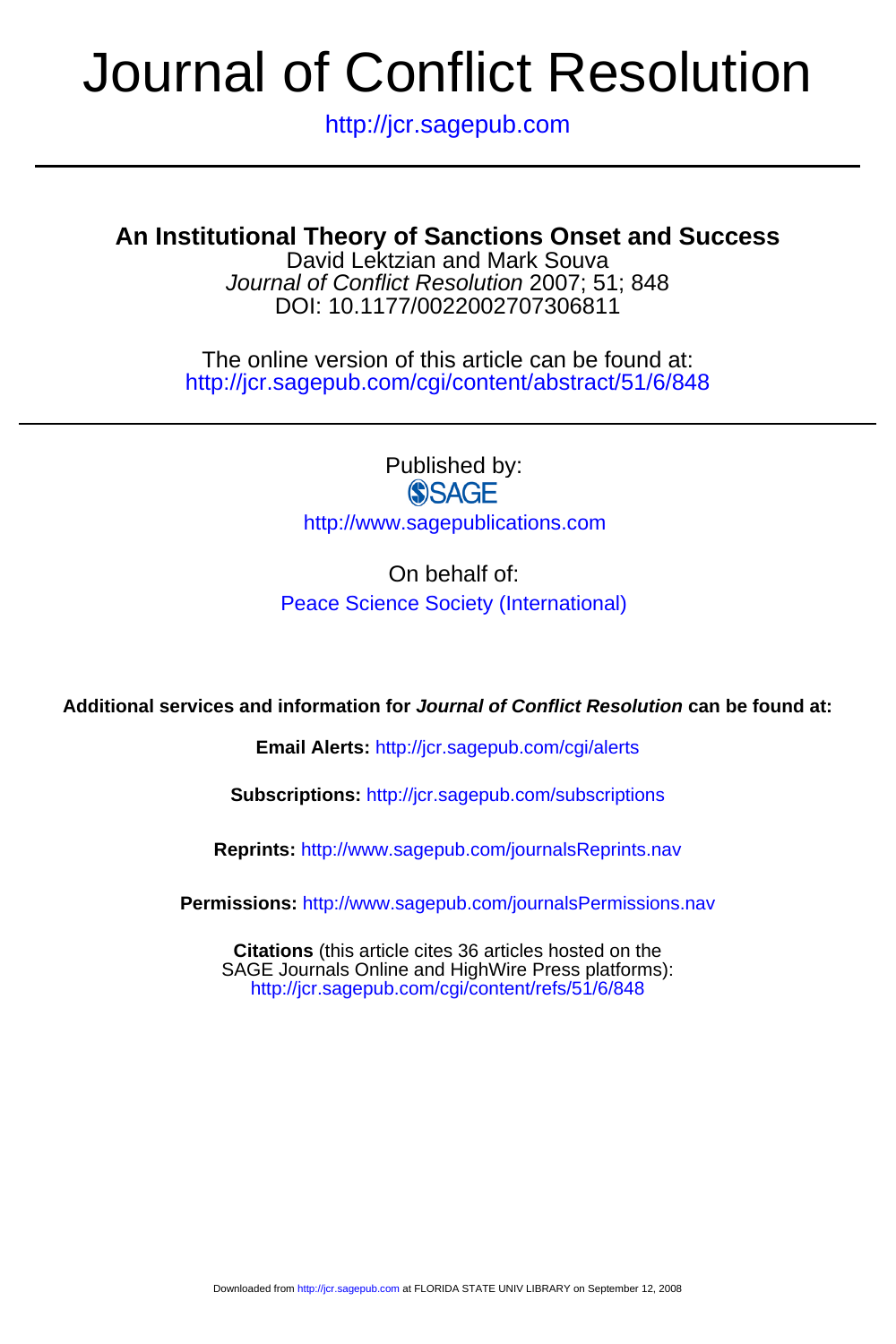# Journal of Conflict Resolution

http://jcr.sagepub.com

---

## An Institutional Theory of Sanctions Onset and Success

David Lektzian and Mark Souva

*Journal of Conflict Resolution* 2007; 51; 848

DOI: 10.1177/0022002707306811

The online version of this article can be found at:
http://jcr.sagepub.com/cgi/content/abstract/51/6/848

---

Published by:

SAGE

http://www.sagepublications.com

On behalf of:

Peace Science Society (International)

**Additional services and information for *Journal of Conflict Resolution* can be found at:**

**Email Alerts:** http://jcr.sagepub.com/cgi/alerts

**Subscriptions:** http://jcr.sagepub.com/subscriptions

**Reprints:** http://www.sagepub.com/journalsReprints.nav

**Permissions:** http://www.sagepub.com/journalsPermissions.nav

**Citations** (this article cites 36 articles hosted on the SAGE Journals Online and HighWire Press platforms):
http://jcr.sagepub.com/cgi/content/refs/51/6/848

Downloaded from http://jcr.sagepub.com at FLORIDA STATE UNIV LIBRARY on September 12, 2008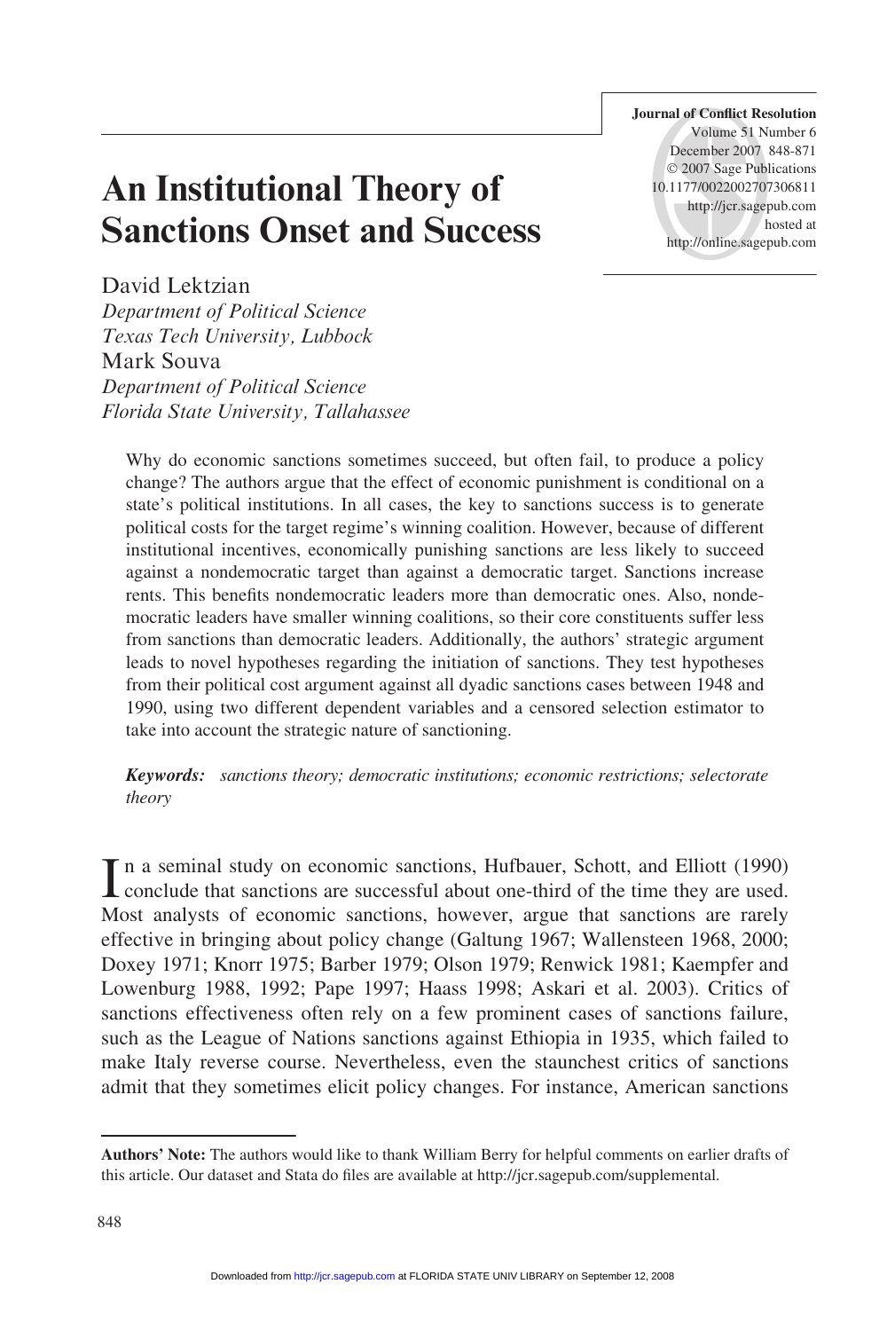# An Institutional Theory of Sanctions Onset and Success

David Lektzian
*Department of Political Science*
*Texas Tech University, Lubbock*
Mark Souva
*Department of Political Science*
*Florida State University, Tallahassee*

Why do economic sanctions sometimes succeed, but often fail, to produce a policy change? The authors argue that the effect of economic punishment is conditional on a state's political institutions. In all cases, the key to sanctions success is to generate political costs for the target regime's winning coalition. However, because of different institutional incentives, economically punishing sanctions are less likely to succeed against a nondemocratic target than against a democratic target. Sanctions increase rents. This benefits nondemocratic leaders more than democratic ones. Also, nondemocratic leaders have smaller winning coalitions, so their core constituents suffer less from sanctions than democratic leaders. Additionally, the authors' strategic argument leads to novel hypotheses regarding the initiation of sanctions. They test hypotheses from their political cost argument against all dyadic sanctions cases between 1948 and 1990, using two different dependent variables and a censored selection estimator to take into account the strategic nature of sanctioning.

***Keywords:*** *sanctions theory; democratic institutions; economic restrictions; selectorate theory*

In a seminal study on economic sanctions, Hufbauer, Schott, and Elliott (1990) conclude that sanctions are successful about one-third of the time they are used. Most analysts of economic sanctions, however, argue that sanctions are rarely effective in bringing about policy change (Galtung 1967; Wallensteen 1968, 2000; Doxey 1971; Knorr 1975; Barber 1979; Olson 1979; Renwick 1981; Kaempfer and Lowenburg 1988, 1992; Pape 1997; Haass 1998; Askari et al. 2003). Critics of sanctions effectiveness often rely on a few prominent cases of sanctions failure, such as the League of Nations sanctions against Ethiopia in 1935, which failed to make Italy reverse course. Nevertheless, even the staunchest critics of sanctions admit that they sometimes elicit policy changes. For instance, American sanctions

**Authors' Note:** The authors would like to thank William Berry for helpful comments on earlier drafts of this article. Our dataset and Stata do files are available at http://jcr.sagepub.com/supplemental.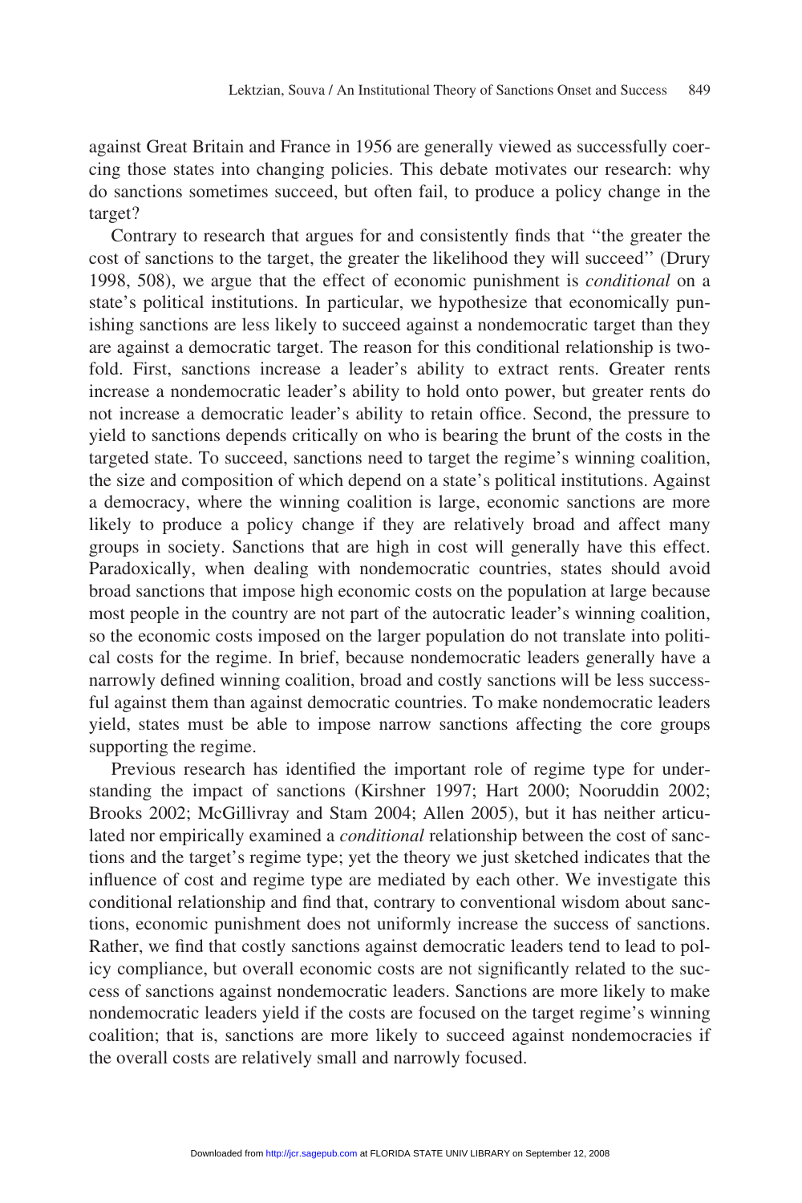against Great Britain and France in 1956 are generally viewed as successfully coercing those states into changing policies. This debate motivates our research: why do sanctions sometimes succeed, but often fail, to produce a policy change in the target?

Contrary to research that argues for and consistently finds that "the greater the cost of sanctions to the target, the greater the likelihood they will succeed" (Drury 1998, 508), we argue that the effect of economic punishment is *conditional* on a state's political institutions. In particular, we hypothesize that economically punishing sanctions are less likely to succeed against a nondemocratic target than they are against a democratic target. The reason for this conditional relationship is twofold. First, sanctions increase a leader's ability to extract rents. Greater rents increase a nondemocratic leader's ability to hold onto power, but greater rents do not increase a democratic leader's ability to retain office. Second, the pressure to yield to sanctions depends critically on who is bearing the brunt of the costs in the targeted state. To succeed, sanctions need to target the regime's winning coalition, the size and composition of which depend on a state's political institutions. Against a democracy, where the winning coalition is large, economic sanctions are more likely to produce a policy change if they are relatively broad and affect many groups in society. Sanctions that are high in cost will generally have this effect. Paradoxically, when dealing with nondemocratic countries, states should avoid broad sanctions that impose high economic costs on the population at large because most people in the country are not part of the autocratic leader's winning coalition, so the economic costs imposed on the larger population do not translate into political costs for the regime. In brief, because nondemocratic leaders generally have a narrowly defined winning coalition, broad and costly sanctions will be less successful against them than against democratic countries. To make nondemocratic leaders yield, states must be able to impose narrow sanctions affecting the core groups supporting the regime.

Previous research has identified the important role of regime type for understanding the impact of sanctions (Kirshner 1997; Hart 2000; Nooruddin 2002; Brooks 2002; McGillivray and Stam 2004; Allen 2005), but it has neither articulated nor empirically examined a *conditional* relationship between the cost of sanctions and the target's regime type; yet the theory we just sketched indicates that the influence of cost and regime type are mediated by each other. We investigate this conditional relationship and find that, contrary to conventional wisdom about sanctions, economic punishment does not uniformly increase the success of sanctions. Rather, we find that costly sanctions against democratic leaders tend to lead to policy compliance, but overall economic costs are not significantly related to the success of sanctions against nondemocratic leaders. Sanctions are more likely to make nondemocratic leaders yield if the costs are focused on the target regime's winning coalition; that is, sanctions are more likely to succeed against nondemocracies if the overall costs are relatively small and narrowly focused.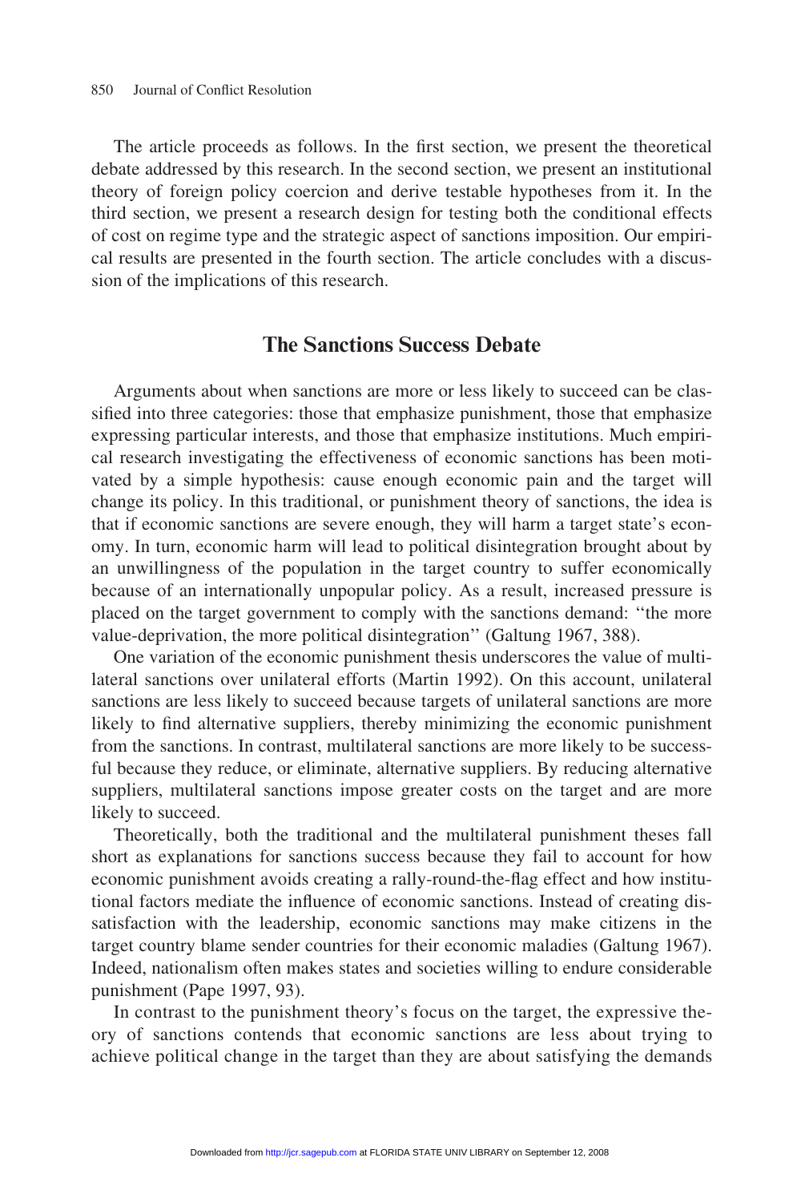The article proceeds as follows. In the first section, we present the theoretical debate addressed by this research. In the second section, we present an institutional theory of foreign policy coercion and derive testable hypotheses from it. In the third section, we present a research design for testing both the conditional effects of cost on regime type and the strategic aspect of sanctions imposition. Our empirical results are presented in the fourth section. The article concludes with a discussion of the implications of this research.

## The Sanctions Success Debate

Arguments about when sanctions are more or less likely to succeed can be classified into three categories: those that emphasize punishment, those that emphasize expressing particular interests, and those that emphasize institutions. Much empirical research investigating the effectiveness of economic sanctions has been motivated by a simple hypothesis: cause enough economic pain and the target will change its policy. In this traditional, or punishment theory of sanctions, the idea is that if economic sanctions are severe enough, they will harm a target state's economy. In turn, economic harm will lead to political disintegration brought about by an unwillingness of the population in the target country to suffer economically because of an internationally unpopular policy. As a result, increased pressure is placed on the target government to comply with the sanctions demand: "the more value-deprivation, the more political disintegration" (Galtung 1967, 388).

One variation of the economic punishment thesis underscores the value of multilateral sanctions over unilateral efforts (Martin 1992). On this account, unilateral sanctions are less likely to succeed because targets of unilateral sanctions are more likely to find alternative suppliers, thereby minimizing the economic punishment from the sanctions. In contrast, multilateral sanctions are more likely to be successful because they reduce, or eliminate, alternative suppliers. By reducing alternative suppliers, multilateral sanctions impose greater costs on the target and are more likely to succeed.

Theoretically, both the traditional and the multilateral punishment theses fall short as explanations for sanctions success because they fail to account for how economic punishment avoids creating a rally-round-the-flag effect and how institutional factors mediate the influence of economic sanctions. Instead of creating dissatisfaction with the leadership, economic sanctions may make citizens in the target country blame sender countries for their economic maladies (Galtung 1967). Indeed, nationalism often makes states and societies willing to endure considerable punishment (Pape 1997, 93).

In contrast to the punishment theory's focus on the target, the expressive theory of sanctions contends that economic sanctions are less about trying to achieve political change in the target than they are about satisfying the demands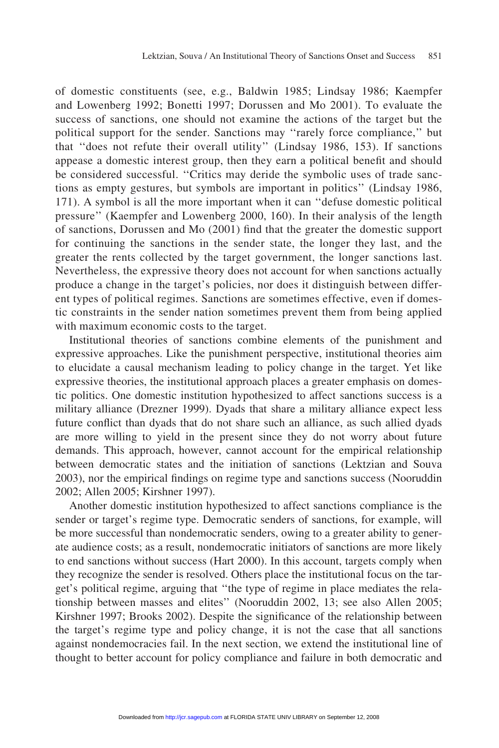of domestic constituents (see, e.g., Baldwin 1985; Lindsay 1986; Kaempfer and Lowenberg 1992; Bonetti 1997; Dorussen and Mo 2001). To evaluate the success of sanctions, one should not examine the actions of the target but the political support for the sender. Sanctions may ''rarely force compliance,'' but that ''does not refute their overall utility'' (Lindsay 1986, 153). If sanctions appease a domestic interest group, then they earn a political benefit and should be considered successful. ''Critics may deride the symbolic uses of trade sanctions as empty gestures, but symbols are important in politics'' (Lindsay 1986, 171). A symbol is all the more important when it can ''defuse domestic political pressure'' (Kaempfer and Lowenberg 2000, 160). In their analysis of the length of sanctions, Dorussen and Mo (2001) find that the greater the domestic support for continuing the sanctions in the sender state, the longer they last, and the greater the rents collected by the target government, the longer sanctions last. Nevertheless, the expressive theory does not account for when sanctions actually produce a change in the target's policies, nor does it distinguish between different types of political regimes. Sanctions are sometimes effective, even if domestic constraints in the sender nation sometimes prevent them from being applied with maximum economic costs to the target.

Institutional theories of sanctions combine elements of the punishment and expressive approaches. Like the punishment perspective, institutional theories aim to elucidate a causal mechanism leading to policy change in the target. Yet like expressive theories, the institutional approach places a greater emphasis on domestic politics. One domestic institution hypothesized to affect sanctions success is a military alliance (Drezner 1999). Dyads that share a military alliance expect less future conflict than dyads that do not share such an alliance, as such allied dyads are more willing to yield in the present since they do not worry about future demands. This approach, however, cannot account for the empirical relationship between democratic states and the initiation of sanctions (Lektzian and Souva 2003), nor the empirical findings on regime type and sanctions success (Nooruddin 2002; Allen 2005; Kirshner 1997).

Another domestic institution hypothesized to affect sanctions compliance is the sender or target's regime type. Democratic senders of sanctions, for example, will be more successful than nondemocratic senders, owing to a greater ability to generate audience costs; as a result, nondemocratic initiators of sanctions are more likely to end sanctions without success (Hart 2000). In this account, targets comply when they recognize the sender is resolved. Others place the institutional focus on the target's political regime, arguing that ''the type of regime in place mediates the relationship between masses and elites'' (Nooruddin 2002, 13; see also Allen 2005; Kirshner 1997; Brooks 2002). Despite the significance of the relationship between the target's regime type and policy change, it is not the case that all sanctions against nondemocracies fail. In the next section, we extend the institutional line of thought to better account for policy compliance and failure in both democratic and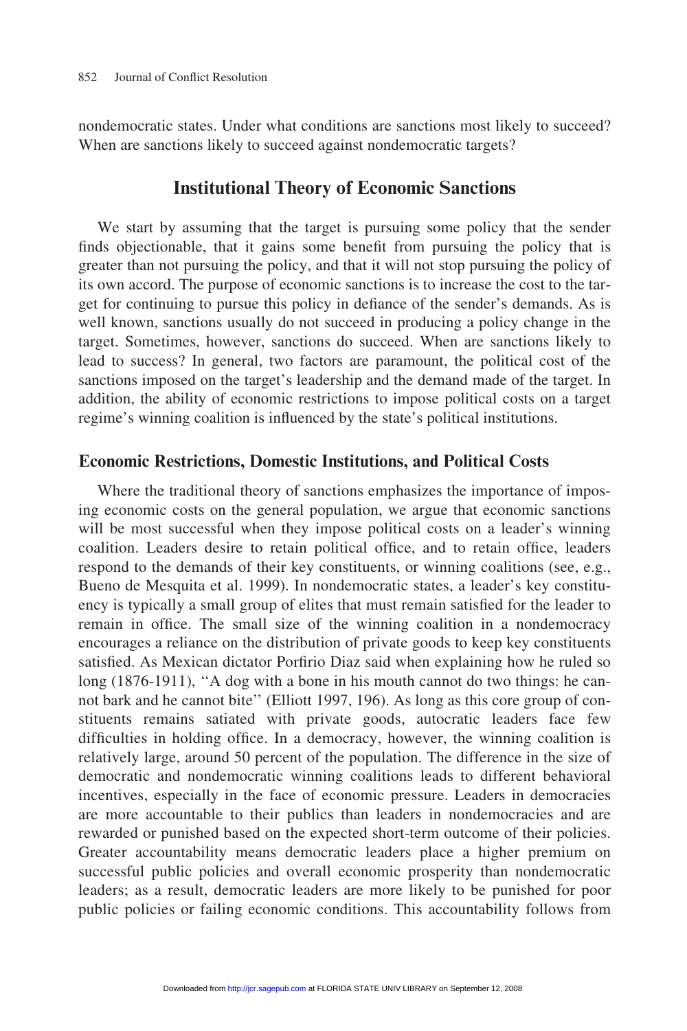nondemocratic states. Under what conditions are sanctions most likely to succeed? When are sanctions likely to succeed against nondemocratic targets?

## Institutional Theory of Economic Sanctions

We start by assuming that the target is pursuing some policy that the sender finds objectionable, that it gains some benefit from pursuing the policy that is greater than not pursuing the policy, and that it will not stop pursuing the policy of its own accord. The purpose of economic sanctions is to increase the cost to the target for continuing to pursue this policy in defiance of the sender's demands. As is well known, sanctions usually do not succeed in producing a policy change in the target. Sometimes, however, sanctions do succeed. When are sanctions likely to lead to success? In general, two factors are paramount, the political cost of the sanctions imposed on the target's leadership and the demand made of the target. In addition, the ability of economic restrictions to impose political costs on a target regime's winning coalition is influenced by the state's political institutions.

### Economic Restrictions, Domestic Institutions, and Political Costs

Where the traditional theory of sanctions emphasizes the importance of imposing economic costs on the general population, we argue that economic sanctions will be most successful when they impose political costs on a leader's winning coalition. Leaders desire to retain political office, and to retain office, leaders respond to the demands of their key constituents, or winning coalitions (see, e.g., Bueno de Mesquita et al. 1999). In nondemocratic states, a leader's key constituency is typically a small group of elites that must remain satisfied for the leader to remain in office. The small size of the winning coalition in a nondemocracy encourages a reliance on the distribution of private goods to keep key constituents satisfied. As Mexican dictator Porfirio Diaz said when explaining how he ruled so long (1876-1911), "A dog with a bone in his mouth cannot do two things: he cannot bark and he cannot bite" (Elliott 1997, 196). As long as this core group of constituents remains satiated with private goods, autocratic leaders face few difficulties in holding office. In a democracy, however, the winning coalition is relatively large, around 50 percent of the population. The difference in the size of democratic and nondemocratic winning coalitions leads to different behavioral incentives, especially in the face of economic pressure. Leaders in democracies are more accountable to their publics than leaders in nondemocracies and are rewarded or punished based on the expected short-term outcome of their policies. Greater accountability means democratic leaders place a higher premium on successful public policies and overall economic prosperity than nondemocratic leaders; as a result, democratic leaders are more likely to be punished for poor public policies or failing economic conditions. This accountability follows from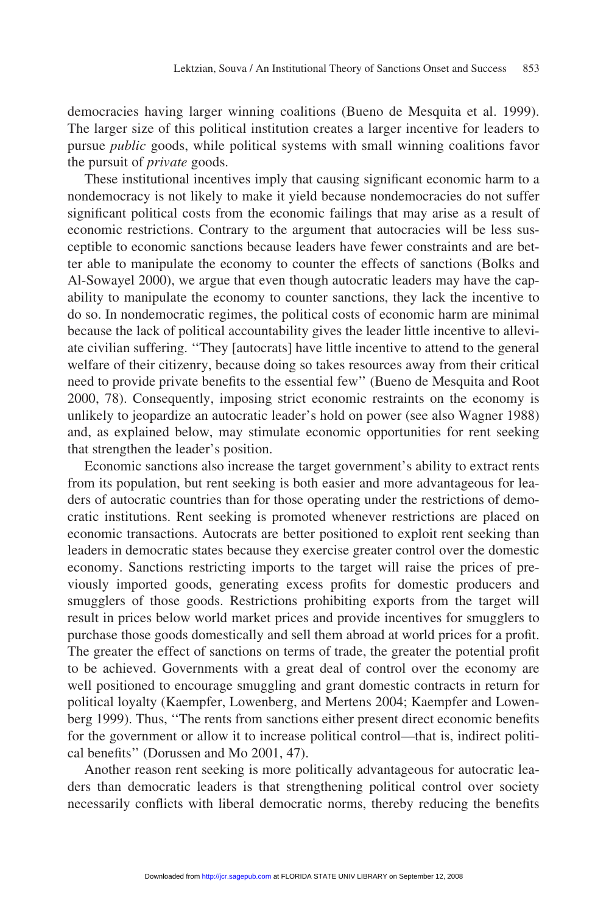democracies having larger winning coalitions (Bueno de Mesquita et al. 1999). The larger size of this political institution creates a larger incentive for leaders to pursue *public* goods, while political systems with small winning coalitions favor the pursuit of *private* goods.

These institutional incentives imply that causing significant economic harm to a nondemocracy is not likely to make it yield because nondemocracies do not suffer significant political costs from the economic failings that may arise as a result of economic restrictions. Contrary to the argument that autocracies will be less susceptible to economic sanctions because leaders have fewer constraints and are better able to manipulate the economy to counter the effects of sanctions (Bolks and Al-Sowayel 2000), we argue that even though autocratic leaders may have the capability to manipulate the economy to counter sanctions, they lack the incentive to do so. In nondemocratic regimes, the political costs of economic harm are minimal because the lack of political accountability gives the leader little incentive to alleviate civilian suffering. ''They [autocrats] have little incentive to attend to the general welfare of their citizenry, because doing so takes resources away from their critical need to provide private benefits to the essential few'' (Bueno de Mesquita and Root 2000, 78). Consequently, imposing strict economic restraints on the economy is unlikely to jeopardize an autocratic leader's hold on power (see also Wagner 1988) and, as explained below, may stimulate economic opportunities for rent seeking that strengthen the leader's position.

Economic sanctions also increase the target government's ability to extract rents from its population, but rent seeking is both easier and more advantageous for leaders of autocratic countries than for those operating under the restrictions of democratic institutions. Rent seeking is promoted whenever restrictions are placed on economic transactions. Autocrats are better positioned to exploit rent seeking than leaders in democratic states because they exercise greater control over the domestic economy. Sanctions restricting imports to the target will raise the prices of previously imported goods, generating excess profits for domestic producers and smugglers of those goods. Restrictions prohibiting exports from the target will result in prices below world market prices and provide incentives for smugglers to purchase those goods domestically and sell them abroad at world prices for a profit. The greater the effect of sanctions on terms of trade, the greater the potential profit to be achieved. Governments with a great deal of control over the economy are well positioned to encourage smuggling and grant domestic contracts in return for political loyalty (Kaempfer, Lowenberg, and Mertens 2004; Kaempfer and Lowenberg 1999). Thus, ''The rents from sanctions either present direct economic benefits for the government or allow it to increase political control—that is, indirect political benefits'' (Dorussen and Mo 2001, 47).

Another reason rent seeking is more politically advantageous for autocratic leaders than democratic leaders is that strengthening political control over society necessarily conflicts with liberal democratic norms, thereby reducing the benefits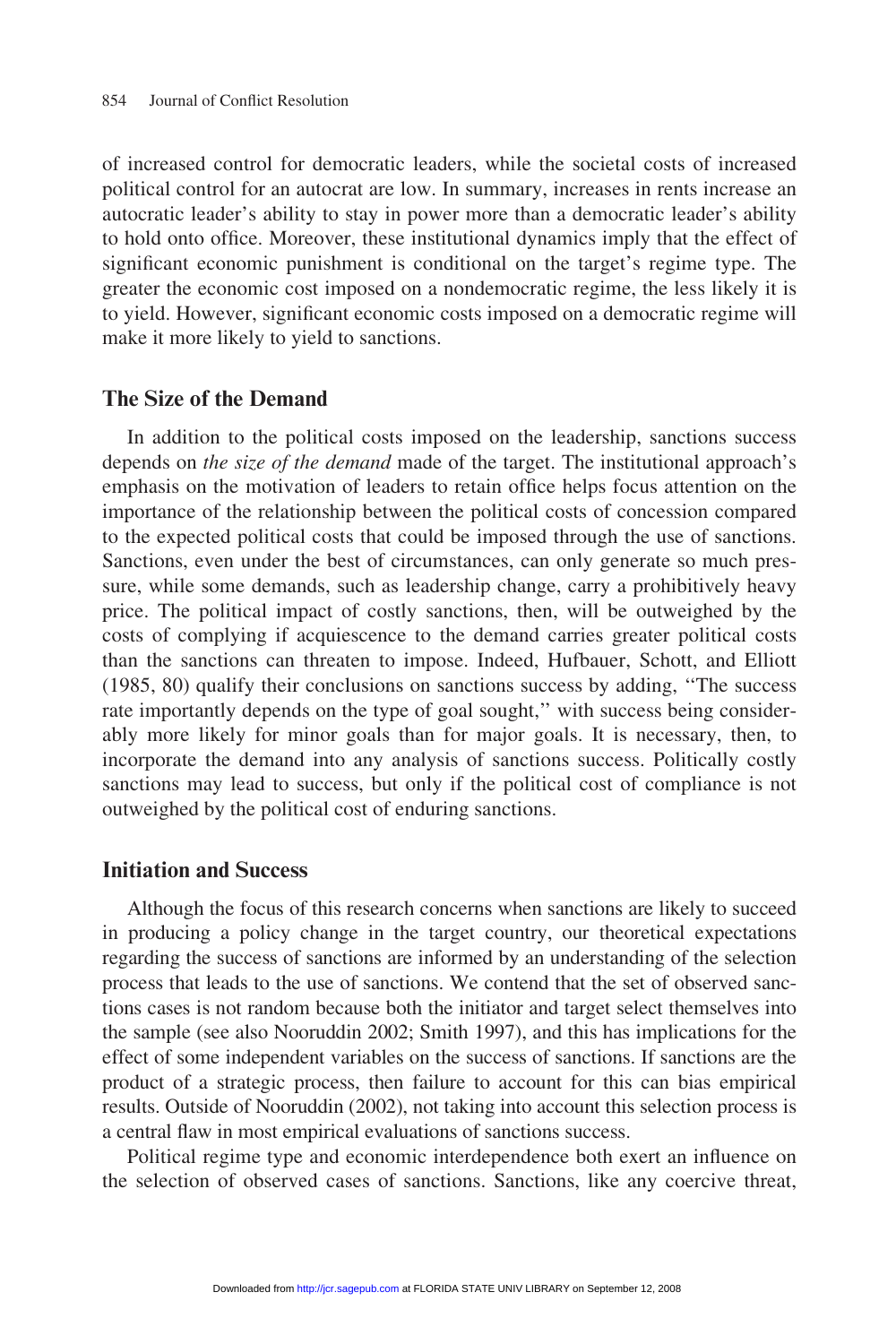of increased control for democratic leaders, while the societal costs of increased political control for an autocrat are low. In summary, increases in rents increase an autocratic leader's ability to stay in power more than a democratic leader's ability to hold onto office. Moreover, these institutional dynamics imply that the effect of significant economic punishment is conditional on the target's regime type. The greater the economic cost imposed on a nondemocratic regime, the less likely it is to yield. However, significant economic costs imposed on a democratic regime will make it more likely to yield to sanctions.

## The Size of the Demand

In addition to the political costs imposed on the leadership, sanctions success depends on *the size of the demand* made of the target. The institutional approach's emphasis on the motivation of leaders to retain office helps focus attention on the importance of the relationship between the political costs of concession compared to the expected political costs that could be imposed through the use of sanctions. Sanctions, even under the best of circumstances, can only generate so much pressure, while some demands, such as leadership change, carry a prohibitively heavy price. The political impact of costly sanctions, then, will be outweighed by the costs of complying if acquiescence to the demand carries greater political costs than the sanctions can threaten to impose. Indeed, Hufbauer, Schott, and Elliott (1985, 80) qualify their conclusions on sanctions success by adding, "The success rate importantly depends on the type of goal sought," with success being considerably more likely for minor goals than for major goals. It is necessary, then, to incorporate the demand into any analysis of sanctions success. Politically costly sanctions may lead to success, but only if the political cost of compliance is not outweighed by the political cost of enduring sanctions.

## Initiation and Success

Although the focus of this research concerns when sanctions are likely to succeed in producing a policy change in the target country, our theoretical expectations regarding the success of sanctions are informed by an understanding of the selection process that leads to the use of sanctions. We contend that the set of observed sanctions cases is not random because both the initiator and target select themselves into the sample (see also Nooruddin 2002; Smith 1997), and this has implications for the effect of some independent variables on the success of sanctions. If sanctions are the product of a strategic process, then failure to account for this can bias empirical results. Outside of Nooruddin (2002), not taking into account this selection process is a central flaw in most empirical evaluations of sanctions success.

Political regime type and economic interdependence both exert an influence on the selection of observed cases of sanctions. Sanctions, like any coercive threat,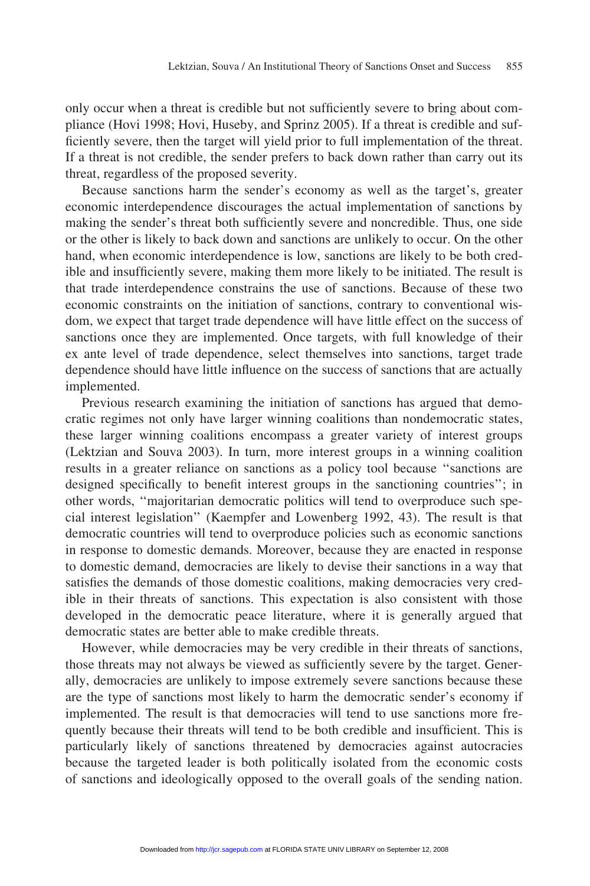only occur when a threat is credible but not sufficiently severe to bring about compliance (Hovi 1998; Hovi, Huseby, and Sprinz 2005). If a threat is credible and sufficiently severe, then the target will yield prior to full implementation of the threat. If a threat is not credible, the sender prefers to back down rather than carry out its threat, regardless of the proposed severity.

Because sanctions harm the sender's economy as well as the target's, greater economic interdependence discourages the actual implementation of sanctions by making the sender's threat both sufficiently severe and noncredible. Thus, one side or the other is likely to back down and sanctions are unlikely to occur. On the other hand, when economic interdependence is low, sanctions are likely to be both credible and insufficiently severe, making them more likely to be initiated. The result is that trade interdependence constrains the use of sanctions. Because of these two economic constraints on the initiation of sanctions, contrary to conventional wisdom, we expect that target trade dependence will have little effect on the success of sanctions once they are implemented. Once targets, with full knowledge of their ex ante level of trade dependence, select themselves into sanctions, target trade dependence should have little influence on the success of sanctions that are actually implemented.

Previous research examining the initiation of sanctions has argued that democratic regimes not only have larger winning coalitions than nondemocratic states, these larger winning coalitions encompass a greater variety of interest groups (Lektzian and Souva 2003). In turn, more interest groups in a winning coalition results in a greater reliance on sanctions as a policy tool because "sanctions are designed specifically to benefit interest groups in the sanctioning countries"; in other words, "majoritarian democratic politics will tend to overproduce such special interest legislation" (Kaempfer and Lowenberg 1992, 43). The result is that democratic countries will tend to overproduce policies such as economic sanctions in response to domestic demands. Moreover, because they are enacted in response to domestic demand, democracies are likely to devise their sanctions in a way that satisfies the demands of those domestic coalitions, making democracies very credible in their threats of sanctions. This expectation is also consistent with those developed in the democratic peace literature, where it is generally argued that democratic states are better able to make credible threats.

However, while democracies may be very credible in their threats of sanctions, those threats may not always be viewed as sufficiently severe by the target. Generally, democracies are unlikely to impose extremely severe sanctions because these are the type of sanctions most likely to harm the democratic sender's economy if implemented. The result is that democracies will tend to use sanctions more frequently because their threats will tend to be both credible and insufficient. This is particularly likely of sanctions threatened by democracies against autocracies because the targeted leader is both politically isolated from the economic costs of sanctions and ideologically opposed to the overall goals of the sending nation.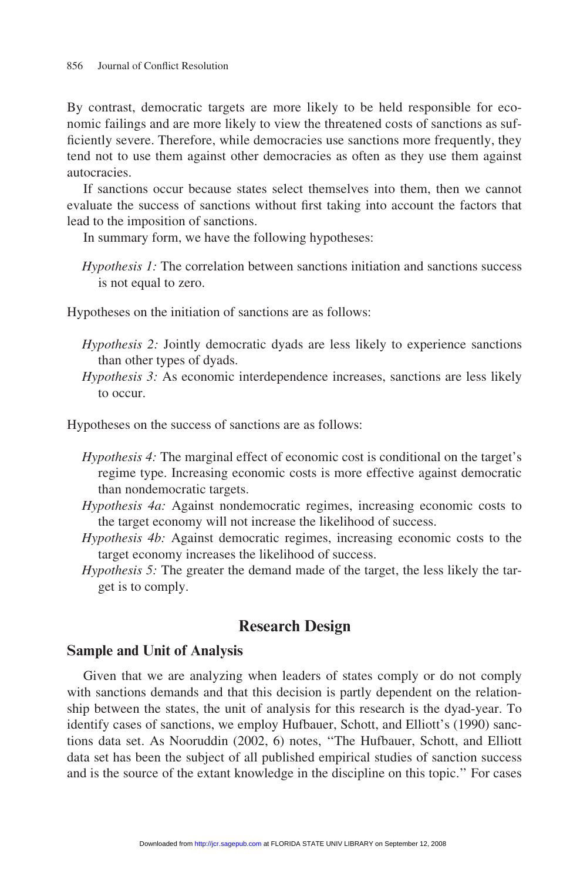By contrast, democratic targets are more likely to be held responsible for economic failings and are more likely to view the threatened costs of sanctions as sufficiently severe. Therefore, while democracies use sanctions more frequently, they tend not to use them against other democracies as often as they use them against autocracies.

If sanctions occur because states select themselves into them, then we cannot evaluate the success of sanctions without first taking into account the factors that lead to the imposition of sanctions.

In summary form, we have the following hypotheses:

*Hypothesis 1:* The correlation between sanctions initiation and sanctions success is not equal to zero.

Hypotheses on the initiation of sanctions are as follows:

*Hypothesis 2:* Jointly democratic dyads are less likely to experience sanctions than other types of dyads.

*Hypothesis 3:* As economic interdependence increases, sanctions are less likely to occur.

Hypotheses on the success of sanctions are as follows:

*Hypothesis 4:* The marginal effect of economic cost is conditional on the target's regime type. Increasing economic costs is more effective against democratic than nondemocratic targets.

*Hypothesis 4a:* Against nondemocratic regimes, increasing economic costs to the target economy will not increase the likelihood of success.

*Hypothesis 4b:* Against democratic regimes, increasing economic costs to the target economy increases the likelihood of success.

*Hypothesis 5:* The greater the demand made of the target, the less likely the target is to comply.

## Research Design

### Sample and Unit of Analysis

Given that we are analyzing when leaders of states comply or do not comply with sanctions demands and that this decision is partly dependent on the relationship between the states, the unit of analysis for this research is the dyad-year. To identify cases of sanctions, we employ Hufbauer, Schott, and Elliott's (1990) sanctions data set. As Nooruddin (2002, 6) notes, "The Hufbauer, Schott, and Elliott data set has been the subject of all published empirical studies of sanction success and is the source of the extant knowledge in the discipline on this topic." For cases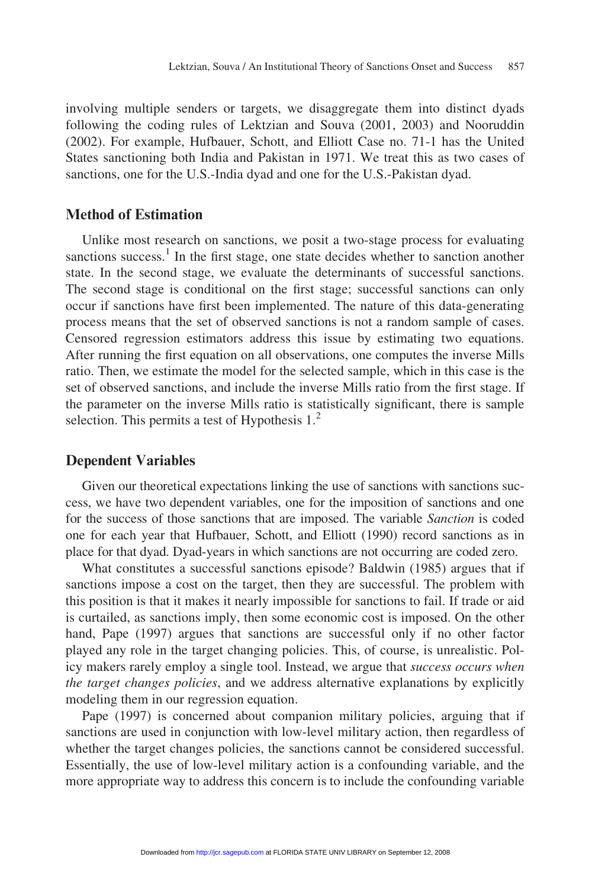involving multiple senders or targets, we disaggregate them into distinct dyads following the coding rules of Lektzian and Souva (2001, 2003) and Nooruddin (2002). For example, Hufbauer, Schott, and Elliott Case no. 71-1 has the United States sanctioning both India and Pakistan in 1971. We treat this as two cases of sanctions, one for the U.S.-India dyad and one for the U.S.-Pakistan dyad.

## Method of Estimation

Unlike most research on sanctions, we posit a two-stage process for evaluating sanctions success.[1] In the first stage, one state decides whether to sanction another state. In the second stage, we evaluate the determinants of successful sanctions. The second stage is conditional on the first stage; successful sanctions can only occur if sanctions have first been implemented. The nature of this data-generating process means that the set of observed sanctions is not a random sample of cases. Censored regression estimators address this issue by estimating two equations. After running the first equation on all observations, one computes the inverse Mills ratio. Then, we estimate the model for the selected sample, which in this case is the set of observed sanctions, and include the inverse Mills ratio from the first stage. If the parameter on the inverse Mills ratio is statistically significant, there is sample selection. This permits a test of Hypothesis 1.[2]

## Dependent Variables

Given our theoretical expectations linking the use of sanctions with sanctions success, we have two dependent variables, one for the imposition of sanctions and one for the success of those sanctions that are imposed. The variable *Sanction* is coded one for each year that Hufbauer, Schott, and Elliott (1990) record sanctions as in place for that dyad. Dyad-years in which sanctions are not occurring are coded zero.

What constitutes a successful sanctions episode? Baldwin (1985) argues that if sanctions impose a cost on the target, then they are successful. The problem with this position is that it makes it nearly impossible for sanctions to fail. If trade or aid is curtailed, as sanctions imply, then some economic cost is imposed. On the other hand, Pape (1997) argues that sanctions are successful only if no other factor played any role in the target changing policies. This, of course, is unrealistic. Policy makers rarely employ a single tool. Instead, we argue that *success occurs when the target changes policies*, and we address alternative explanations by explicitly modeling them in our regression equation.

Pape (1997) is concerned about companion military policies, arguing that if sanctions are used in conjunction with low-level military action, then regardless of whether the target changes policies, the sanctions cannot be considered successful. Essentially, the use of low-level military action is a confounding variable, and the more appropriate way to address this concern is to include the confounding variable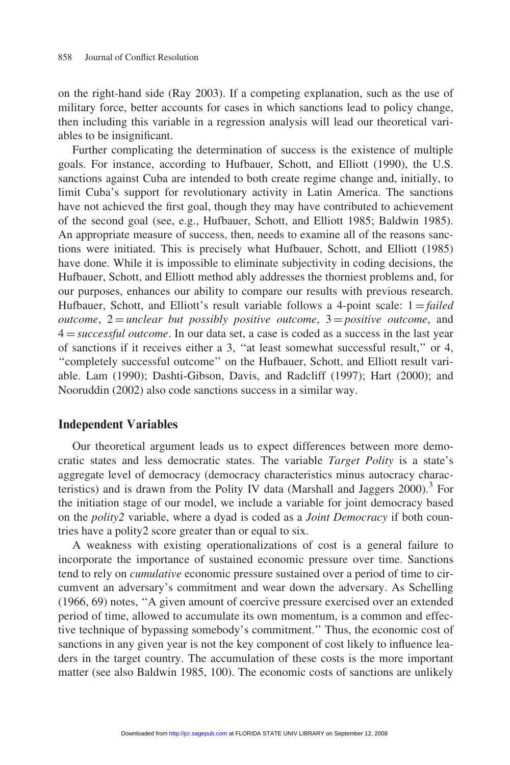on the right-hand side (Ray 2003). If a competing explanation, such as the use of military force, better accounts for cases in which sanctions lead to policy change, then including this variable in a regression analysis will lead our theoretical variables to be insignificant.

Further complicating the determination of success is the existence of multiple goals. For instance, according to Hufbauer, Schott, and Elliott (1990), the U.S. sanctions against Cuba are intended to both create regime change and, initially, to limit Cuba's support for revolutionary activity in Latin America. The sanctions have not achieved the first goal, though they may have contributed to achievement of the second goal (see, e.g., Hufbauer, Schott, and Elliott 1985; Baldwin 1985). An appropriate measure of success, then, needs to examine all of the reasons sanctions were initiated. This is precisely what Hufbauer, Schott, and Elliott (1985) have done. While it is impossible to eliminate subjectivity in coding decisions, the Hufbauer, Schott, and Elliott method ably addresses the thorniest problems and, for our purposes, enhances our ability to compare our results with previous research. Hufbauer, Schott, and Elliott's result variable follows a 4-point scale: 1 = *failed outcome*, 2 = *unclear but possibly positive outcome*, 3 = *positive outcome*, and 4 = *successful outcome*. In our data set, a case is coded as a success in the last year of sanctions if it receives either a 3, "at least somewhat successful result," or 4, "completely successful outcome" on the Hufbauer, Schott, and Elliott result variable. Lam (1990); Dashti-Gibson, Davis, and Radcliff (1997); Hart (2000); and Nooruddin (2002) also code sanctions success in a similar way.

## Independent Variables

Our theoretical argument leads us to expect differences between more democratic states and less democratic states. The variable *Target Polity* is a state's aggregate level of democracy (democracy characteristics minus autocracy characteristics) and is drawn from the Polity IV data (Marshall and Jaggers 2000).[3] For the initiation stage of our model, we include a variable for joint democracy based on the *polity2* variable, where a dyad is coded as a *Joint Democracy* if both countries have a polity2 score greater than or equal to six.

A weakness with existing operationalizations of cost is a general failure to incorporate the importance of sustained economic pressure over time. Sanctions tend to rely on *cumulative* economic pressure sustained over a period of time to circumvent an adversary's commitment and wear down the adversary. As Schelling (1966, 69) notes, "A given amount of coercive pressure exercised over an extended period of time, allowed to accumulate its own momentum, is a common and effective technique of bypassing somebody's commitment." Thus, the economic cost of sanctions in any given year is not the key component of cost likely to influence leaders in the target country. The accumulation of these costs is the more important matter (see also Baldwin 1985, 100). The economic costs of sanctions are unlikely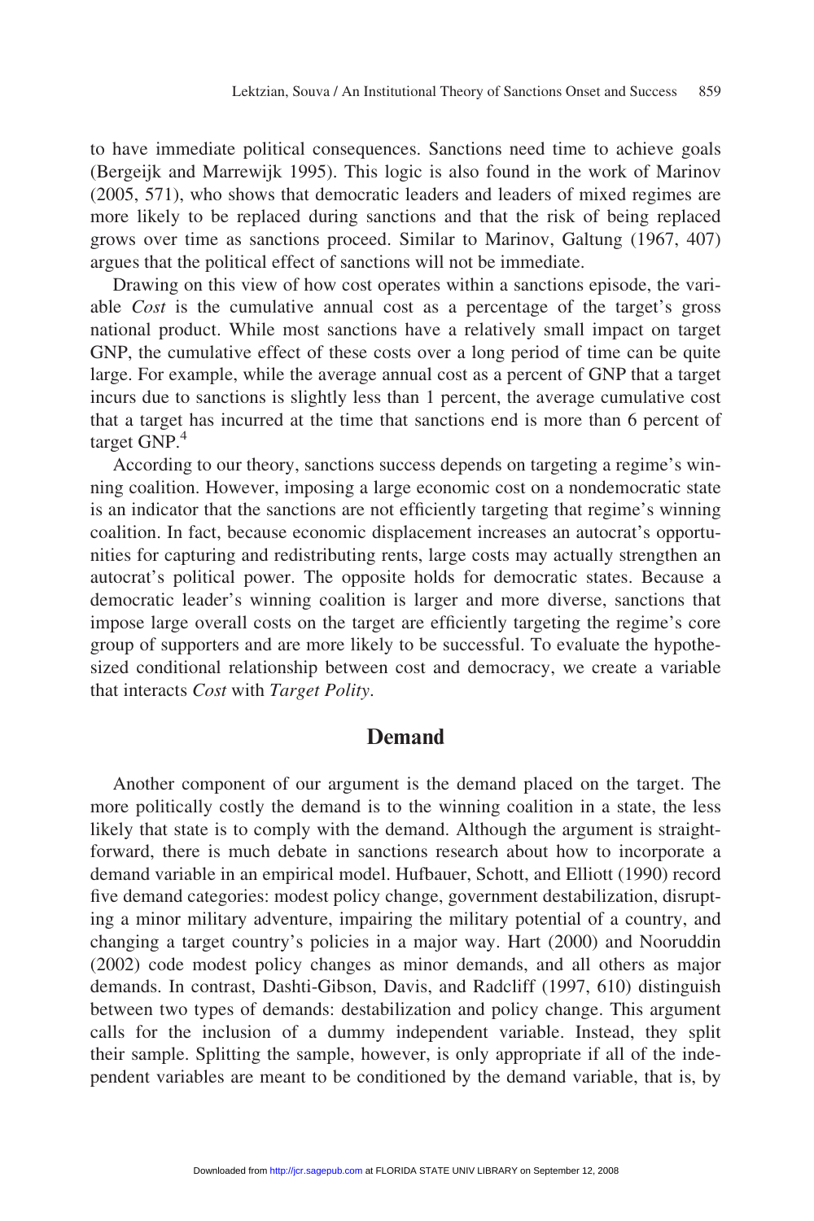to have immediate political consequences. Sanctions need time to achieve goals (Bergeijk and Marrewijk 1995). This logic is also found in the work of Marinov (2005, 571), who shows that democratic leaders and leaders of mixed regimes are more likely to be replaced during sanctions and that the risk of being replaced grows over time as sanctions proceed. Similar to Marinov, Galtung (1967, 407) argues that the political effect of sanctions will not be immediate.

Drawing on this view of how cost operates within a sanctions episode, the variable *Cost* is the cumulative annual cost as a percentage of the target's gross national product. While most sanctions have a relatively small impact on target GNP, the cumulative effect of these costs over a long period of time can be quite large. For example, while the average annual cost as a percent of GNP that a target incurs due to sanctions is slightly less than 1 percent, the average cumulative cost that a target has incurred at the time that sanctions end is more than 6 percent of target GNP.[4]

According to our theory, sanctions success depends on targeting a regime's winning coalition. However, imposing a large economic cost on a nondemocratic state is an indicator that the sanctions are not efficiently targeting that regime's winning coalition. In fact, because economic displacement increases an autocrat's opportunities for capturing and redistributing rents, large costs may actually strengthen an autocrat's political power. The opposite holds for democratic states. Because a democratic leader's winning coalition is larger and more diverse, sanctions that impose large overall costs on the target are efficiently targeting the regime's core group of supporters and are more likely to be successful. To evaluate the hypothesized conditional relationship between cost and democracy, we create a variable that interacts *Cost* with *Target Polity*.

## Demand

Another component of our argument is the demand placed on the target. The more politically costly the demand is to the winning coalition in a state, the less likely that state is to comply with the demand. Although the argument is straightforward, there is much debate in sanctions research about how to incorporate a demand variable in an empirical model. Hufbauer, Schott, and Elliott (1990) record five demand categories: modest policy change, government destabilization, disrupting a minor military adventure, impairing the military potential of a country, and changing a target country's policies in a major way. Hart (2000) and Nooruddin (2002) code modest policy changes as minor demands, and all others as major demands. In contrast, Dashti-Gibson, Davis, and Radcliff (1997, 610) distinguish between two types of demands: destabilization and policy change. This argument calls for the inclusion of a dummy independent variable. Instead, they split their sample. Splitting the sample, however, is only appropriate if all of the independent variables are meant to be conditioned by the demand variable, that is, by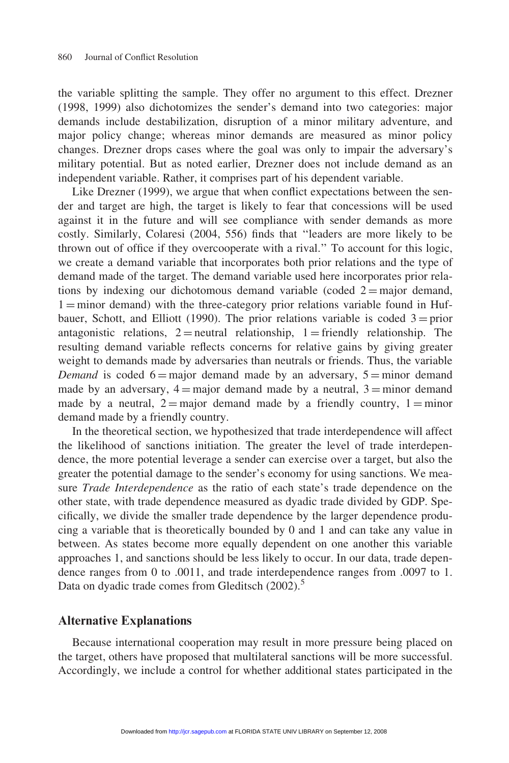the variable splitting the sample. They offer no argument to this effect. Drezner (1998, 1999) also dichotomizes the sender's demand into two categories: major demands include destabilization, disruption of a minor military adventure, and major policy change; whereas minor demands are measured as minor policy changes. Drezner drops cases where the goal was only to impair the adversary's military potential. But as noted earlier, Drezner does not include demand as an independent variable. Rather, it comprises part of his dependent variable.

Like Drezner (1999), we argue that when conflict expectations between the sender and target are high, the target is likely to fear that concessions will be used against it in the future and will see compliance with sender demands as more costly. Similarly, Colaresi (2004, 556) finds that "leaders are more likely to be thrown out of office if they overcooperate with a rival." To account for this logic, we create a demand variable that incorporates both prior relations and the type of demand made of the target. The demand variable used here incorporates prior relations by indexing our dichotomous demand variable (coded 2 = major demand, 1 = minor demand) with the three-category prior relations variable found in Hufbauer, Schott, and Elliott (1990). The prior relations variable is coded 3 = prior antagonistic relations, 2 = neutral relationship, 1 = friendly relationship. The resulting demand variable reflects concerns for relative gains by giving greater weight to demands made by adversaries than neutrals or friends. Thus, the variable *Demand* is coded 6 = major demand made by an adversary, 5 = minor demand made by an adversary, 4 = major demand made by a neutral, 3 = minor demand made by a neutral, 2 = major demand made by a friendly country, 1 = minor demand made by a friendly country.

In the theoretical section, we hypothesized that trade interdependence will affect the likelihood of sanctions initiation. The greater the level of trade interdependence, the more potential leverage a sender can exercise over a target, but also the greater the potential damage to the sender's economy for using sanctions. We measure *Trade Interdependence* as the ratio of each state's trade dependence on the other state, with trade dependence measured as dyadic trade divided by GDP. Specifically, we divide the smaller trade dependence by the larger dependence producing a variable that is theoretically bounded by 0 and 1 and can take any value in between. As states become more equally dependent on one another this variable approaches 1, and sanctions should be less likely to occur. In our data, trade dependence ranges from 0 to .0011, and trade interdependence ranges from .0097 to 1. Data on dyadic trade comes from Gleditsch (2002).[5]

## Alternative Explanations

Because international cooperation may result in more pressure being placed on the target, others have proposed that multilateral sanctions will be more successful. Accordingly, we include a control for whether additional states participated in the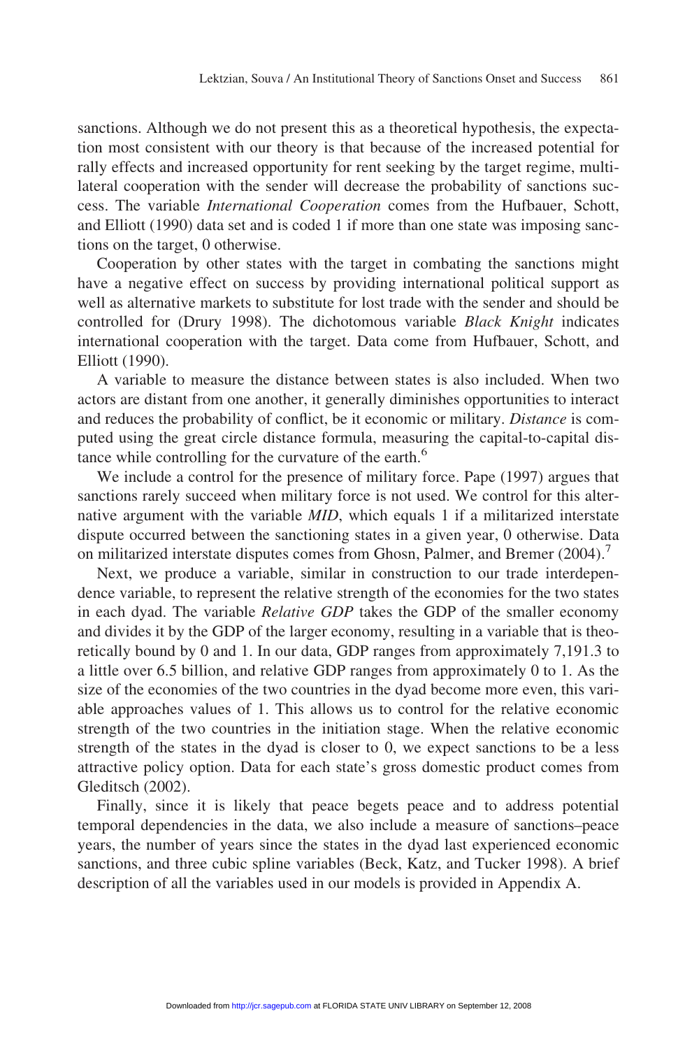sanctions. Although we do not present this as a theoretical hypothesis, the expectation most consistent with our theory is that because of the increased potential for rally effects and increased opportunity for rent seeking by the target regime, multilateral cooperation with the sender will decrease the probability of sanctions success. The variable *International Cooperation* comes from the Hufbauer, Schott, and Elliott (1990) data set and is coded 1 if more than one state was imposing sanctions on the target, 0 otherwise.

Cooperation by other states with the target in combating the sanctions might have a negative effect on success by providing international political support as well as alternative markets to substitute for lost trade with the sender and should be controlled for (Drury 1998). The dichotomous variable *Black Knight* indicates international cooperation with the target. Data come from Hufbauer, Schott, and Elliott (1990).

A variable to measure the distance between states is also included. When two actors are distant from one another, it generally diminishes opportunities to interact and reduces the probability of conflict, be it economic or military. *Distance* is computed using the great circle distance formula, measuring the capital-to-capital distance while controlling for the curvature of the earth.[6]

We include a control for the presence of military force. Pape (1997) argues that sanctions rarely succeed when military force is not used. We control for this alternative argument with the variable *MID*, which equals 1 if a militarized interstate dispute occurred between the sanctioning states in a given year, 0 otherwise. Data on militarized interstate disputes comes from Ghosn, Palmer, and Bremer (2004).[7]

Next, we produce a variable, similar in construction to our trade interdependence variable, to represent the relative strength of the economies for the two states in each dyad. The variable *Relative GDP* takes the GDP of the smaller economy and divides it by the GDP of the larger economy, resulting in a variable that is theoretically bound by 0 and 1. In our data, GDP ranges from approximately 7,191.3 to a little over 6.5 billion, and relative GDP ranges from approximately 0 to 1. As the size of the economies of the two countries in the dyad become more even, this variable approaches values of 1. This allows us to control for the relative economic strength of the two countries in the initiation stage. When the relative economic strength of the states in the dyad is closer to 0, we expect sanctions to be a less attractive policy option. Data for each state's gross domestic product comes from Gleditsch (2002).

Finally, since it is likely that peace begets peace and to address potential temporal dependencies in the data, we also include a measure of sanctions–peace years, the number of years since the states in the dyad last experienced economic sanctions, and three cubic spline variables (Beck, Katz, and Tucker 1998). A brief description of all the variables used in our models is provided in Appendix A.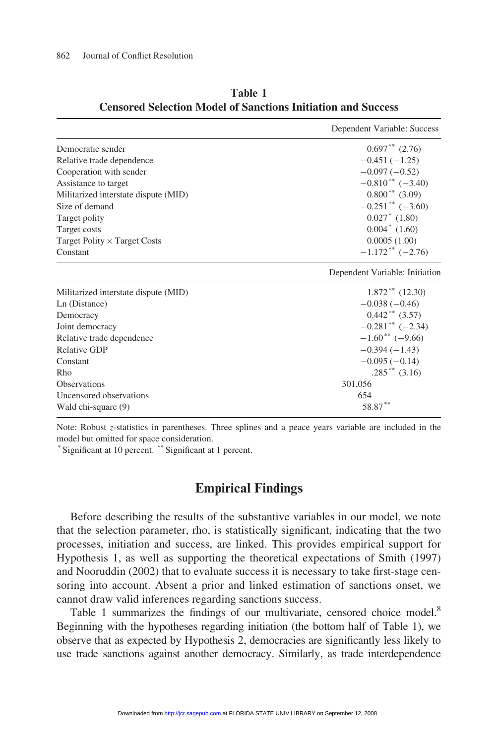**Table 1**
**Censored Selection Model of Sanctions Initiation and Success**

| | Dependent Variable: Success |
|---|---|
| Democratic sender | 0.697** (2.76) |
| Relative trade dependence | −0.451 (−1.25) |
| Cooperation with sender | −0.097 (−0.52) |
| Assistance to target | −0.810** (−3.40) |
| Militarized interstate dispute (MID) | 0.800** (3.09) |
| Size of demand | −0.251** (−3.60) |
| Target polity | 0.027* (1.80) |
| Target costs | 0.004* (1.60) |
| Target Polity × Target Costs | 0.0005 (1.00) |
| Constant | −1.172** (−2.76) |
| | **Dependent Variable: Initiation** |
| Militarized interstate dispute (MID) | 1.872** (12.30) |
| Ln (Distance) | −0.038 (−0.46) |
| Democracy | 0.442** (3.57) |
| Joint democracy | −0.281** (−2.34) |
| Relative trade dependence | −1.60** (−9.66) |
| Relative GDP | −0.394 (−1.43) |
| Constant | −0.095 (−0.14) |
| Rho | .285** (3.16) |
| Observations | 301,056 |
| Uncensored observations | 654 |
| Wald chi-square (9) | 58.87** |

Note: Robust *z*-statistics in parentheses. Three splines and a peace years variable are included in the model but omitted for space consideration.
* Significant at 10 percent. ** Significant at 1 percent.

## Empirical Findings

Before describing the results of the substantive variables in our model, we note that the selection parameter, rho, is statistically significant, indicating that the two processes, initiation and success, are linked. This provides empirical support for Hypothesis 1, as well as supporting the theoretical expectations of Smith (1997) and Nooruddin (2002) that to evaluate success it is necessary to take first-stage censoring into account. Absent a prior and linked estimation of sanctions onset, we cannot draw valid inferences regarding sanctions success.

Table 1 summarizes the findings of our multivariate, censored choice model.[8] Beginning with the hypotheses regarding initiation (the bottom half of Table 1), we observe that as expected by Hypothesis 2, democracies are significantly less likely to use trade sanctions against another democracy. Similarly, as trade interdependence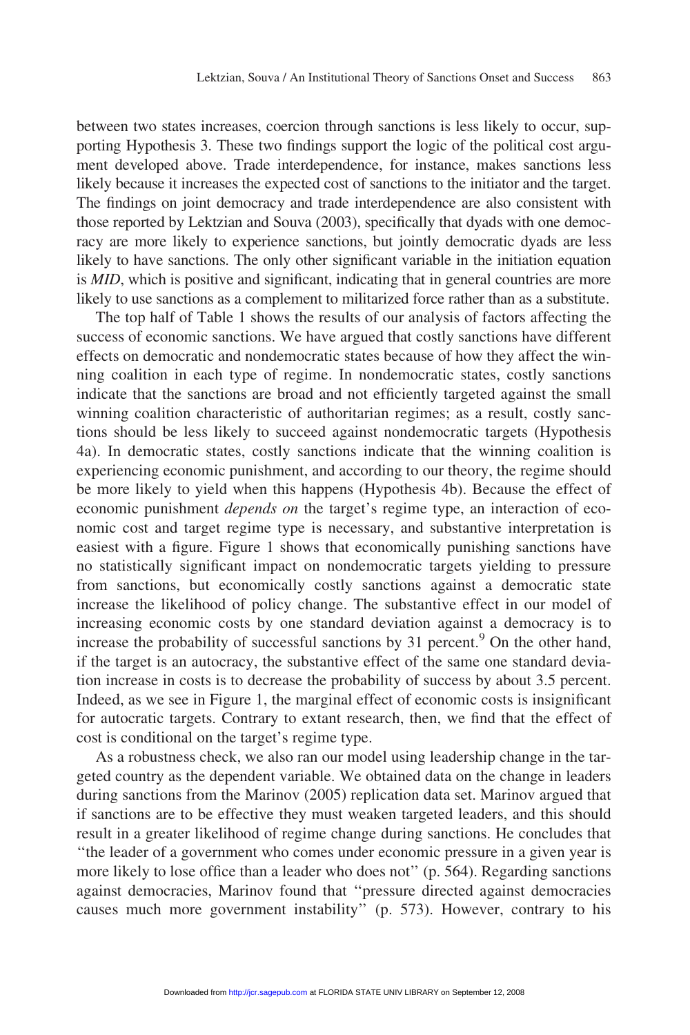between two states increases, coercion through sanctions is less likely to occur, supporting Hypothesis 3. These two findings support the logic of the political cost argument developed above. Trade interdependence, for instance, makes sanctions less likely because it increases the expected cost of sanctions to the initiator and the target. The findings on joint democracy and trade interdependence are also consistent with those reported by Lektzian and Souva (2003), specifically that dyads with one democracy are more likely to experience sanctions, but jointly democratic dyads are less likely to have sanctions. The only other significant variable in the initiation equation is *MID*, which is positive and significant, indicating that in general countries are more likely to use sanctions as a complement to militarized force rather than as a substitute.

The top half of Table 1 shows the results of our analysis of factors affecting the success of economic sanctions. We have argued that costly sanctions have different effects on democratic and nondemocratic states because of how they affect the winning coalition in each type of regime. In nondemocratic states, costly sanctions indicate that the sanctions are broad and not efficiently targeted against the small winning coalition characteristic of authoritarian regimes; as a result, costly sanctions should be less likely to succeed against nondemocratic targets (Hypothesis 4a). In democratic states, costly sanctions indicate that the winning coalition is experiencing economic punishment, and according to our theory, the regime should be more likely to yield when this happens (Hypothesis 4b). Because the effect of economic punishment *depends on* the target's regime type, an interaction of economic cost and target regime type is necessary, and substantive interpretation is easiest with a figure. Figure 1 shows that economically punishing sanctions have no statistically significant impact on nondemocratic targets yielding to pressure from sanctions, but economically costly sanctions against a democratic state increase the likelihood of policy change. The substantive effect in our model of increasing economic costs by one standard deviation against a democracy is to increase the probability of successful sanctions by 31 percent.[9] On the other hand, if the target is an autocracy, the substantive effect of the same one standard deviation increase in costs is to decrease the probability of success by about 3.5 percent. Indeed, as we see in Figure 1, the marginal effect of economic costs is insignificant for autocratic targets. Contrary to extant research, then, we find that the effect of cost is conditional on the target's regime type.

As a robustness check, we also ran our model using leadership change in the targeted country as the dependent variable. We obtained data on the change in leaders during sanctions from the Marinov (2005) replication data set. Marinov argued that if sanctions are to be effective they must weaken targeted leaders, and this should result in a greater likelihood of regime change during sanctions. He concludes that "the leader of a government who comes under economic pressure in a given year is more likely to lose office than a leader who does not" (p. 564). Regarding sanctions against democracies, Marinov found that "pressure directed against democracies causes much more government instability" (p. 573). However, contrary to his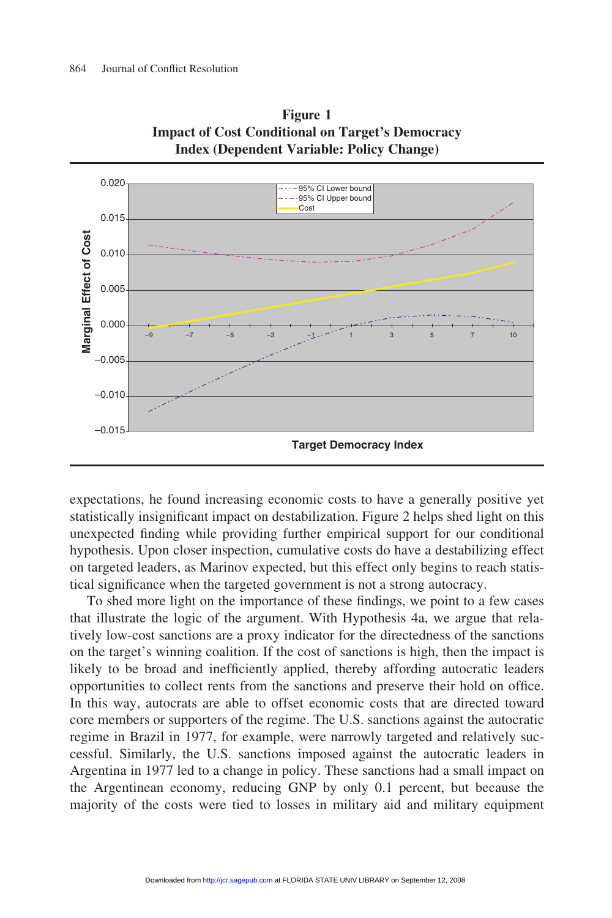**Figure 1**
**Impact of Cost Conditional on Target's Democracy Index (Dependent Variable: Policy Change)**

expectations, he found increasing economic costs to have a generally positive yet statistically insignificant impact on destabilization. Figure 2 helps shed light on this unexpected finding while providing further empirical support for our conditional hypothesis. Upon closer inspection, cumulative costs do have a destabilizing effect on targeted leaders, as Marinov expected, but this effect only begins to reach statistical significance when the targeted government is not a strong autocracy.

To shed more light on the importance of these findings, we point to a few cases that illustrate the logic of the argument. With Hypothesis 4a, we argue that relatively low-cost sanctions are a proxy indicator for the directedness of the sanctions on the target's winning coalition. If the cost of sanctions is high, then the impact is likely to be broad and inefficiently applied, thereby affording autocratic leaders opportunities to collect rents from the sanctions and preserve their hold on office. In this way, autocrats are able to offset economic costs that are directed toward core members or supporters of the regime. The U.S. sanctions against the autocratic regime in Brazil in 1977, for example, were narrowly targeted and relatively successful. Similarly, the U.S. sanctions imposed against the autocratic leaders in Argentina in 1977 led to a change in policy. These sanctions had a small impact on the Argentinean economy, reducing GNP by only 0.1 percent, but because the majority of the costs were tied to losses in military aid and military equipment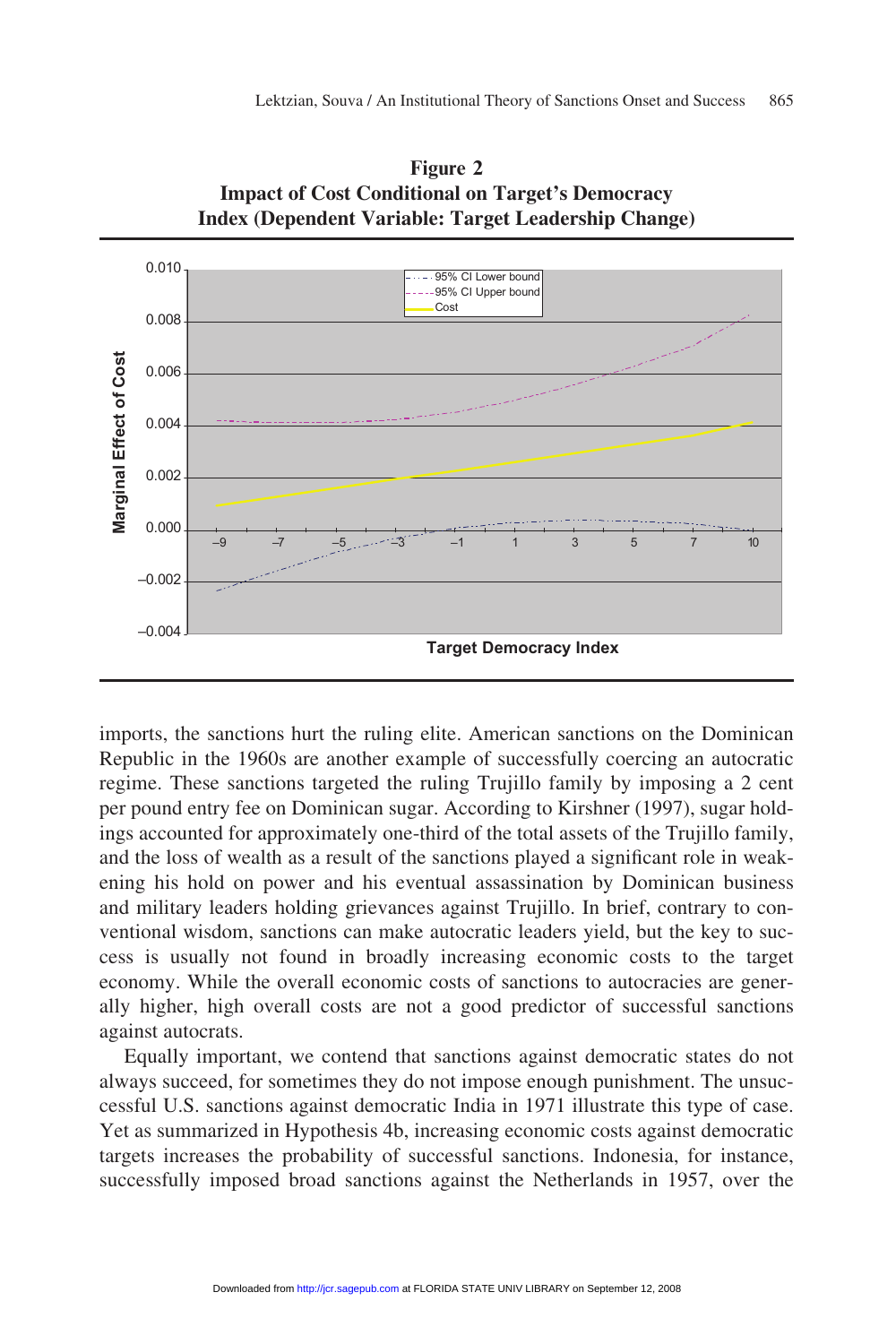**Figure 2**
**Impact of Cost Conditional on Target's Democracy Index (Dependent Variable: Target Leadership Change)**

imports, the sanctions hurt the ruling elite. American sanctions on the Dominican Republic in the 1960s are another example of successfully coercing an autocratic regime. These sanctions targeted the ruling Trujillo family by imposing a 2 cent per pound entry fee on Dominican sugar. According to Kirshner (1997), sugar holdings accounted for approximately one-third of the total assets of the Trujillo family, and the loss of wealth as a result of the sanctions played a significant role in weakening his hold on power and his eventual assassination by Dominican business and military leaders holding grievances against Trujillo. In brief, contrary to conventional wisdom, sanctions can make autocratic leaders yield, but the key to success is usually not found in broadly increasing economic costs to the target economy. While the overall economic costs of sanctions to autocracies are generally higher, high overall costs are not a good predictor of successful sanctions against autocrats.

Equally important, we contend that sanctions against democratic states do not always succeed, for sometimes they do not impose enough punishment. The unsuccessful U.S. sanctions against democratic India in 1971 illustrate this type of case. Yet as summarized in Hypothesis 4b, increasing economic costs against democratic targets increases the probability of successful sanctions. Indonesia, for instance, successfully imposed broad sanctions against the Netherlands in 1957, over the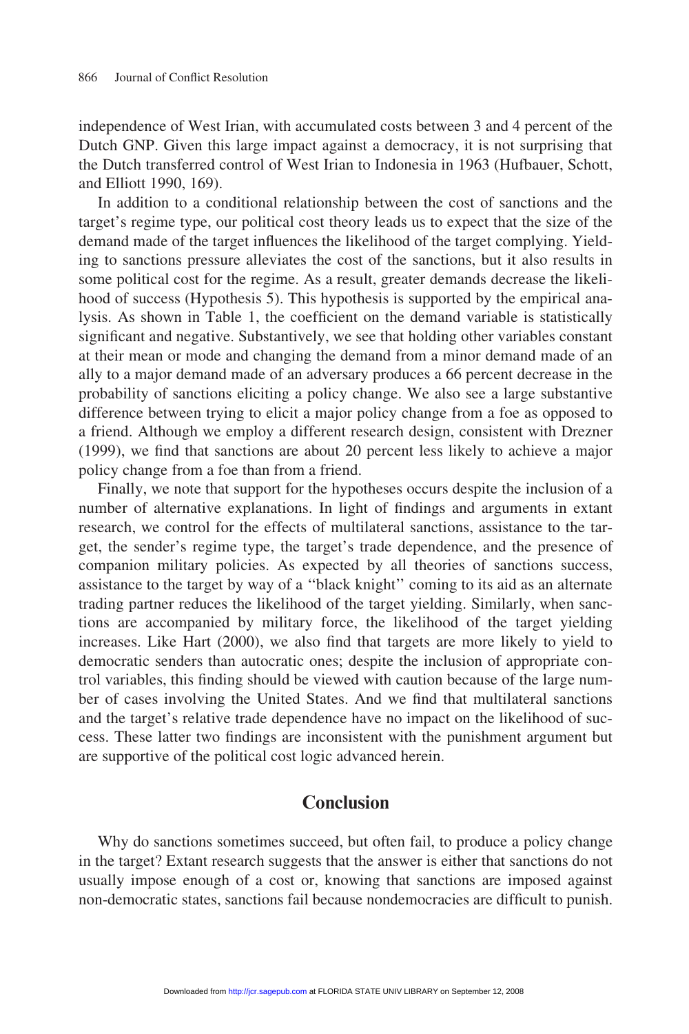independence of West Irian, with accumulated costs between 3 and 4 percent of the Dutch GNP. Given this large impact against a democracy, it is not surprising that the Dutch transferred control of West Irian to Indonesia in 1963 (Hufbauer, Schott, and Elliott 1990, 169).

In addition to a conditional relationship between the cost of sanctions and the target's regime type, our political cost theory leads us to expect that the size of the demand made of the target influences the likelihood of the target complying. Yielding to sanctions pressure alleviates the cost of the sanctions, but it also results in some political cost for the regime. As a result, greater demands decrease the likelihood of success (Hypothesis 5). This hypothesis is supported by the empirical analysis. As shown in Table 1, the coefficient on the demand variable is statistically significant and negative. Substantively, we see that holding other variables constant at their mean or mode and changing the demand from a minor demand made of an ally to a major demand made of an adversary produces a 66 percent decrease in the probability of sanctions eliciting a policy change. We also see a large substantive difference between trying to elicit a major policy change from a foe as opposed to a friend. Although we employ a different research design, consistent with Drezner (1999), we find that sanctions are about 20 percent less likely to achieve a major policy change from a foe than from a friend.

Finally, we note that support for the hypotheses occurs despite the inclusion of a number of alternative explanations. In light of findings and arguments in extant research, we control for the effects of multilateral sanctions, assistance to the target, the sender's regime type, the target's trade dependence, and the presence of companion military policies. As expected by all theories of sanctions success, assistance to the target by way of a "black knight" coming to its aid as an alternate trading partner reduces the likelihood of the target yielding. Similarly, when sanctions are accompanied by military force, the likelihood of the target yielding increases. Like Hart (2000), we also find that targets are more likely to yield to democratic senders than autocratic ones; despite the inclusion of appropriate control variables, this finding should be viewed with caution because of the large number of cases involving the United States. And we find that multilateral sanctions and the target's relative trade dependence have no impact on the likelihood of success. These latter two findings are inconsistent with the punishment argument but are supportive of the political cost logic advanced herein.

## Conclusion

Why do sanctions sometimes succeed, but often fail, to produce a policy change in the target? Extant research suggests that the answer is either that sanctions do not usually impose enough of a cost or, knowing that sanctions are imposed against non-democratic states, sanctions fail because nondemocracies are difficult to punish.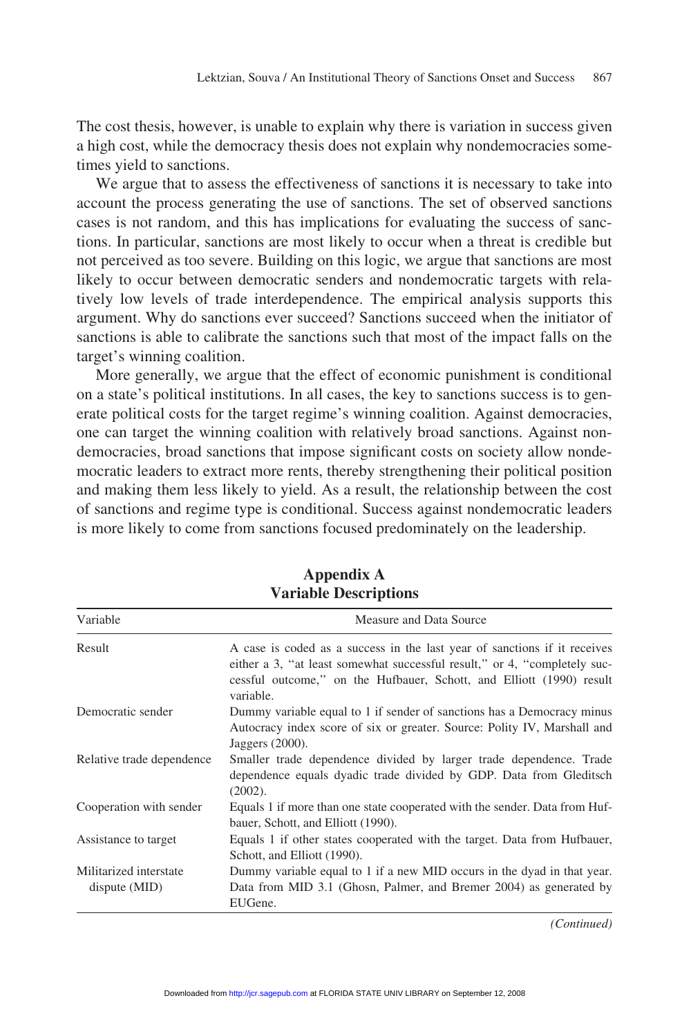The cost thesis, however, is unable to explain why there is variation in success given a high cost, while the democracy thesis does not explain why nondemocracies sometimes yield to sanctions.

We argue that to assess the effectiveness of sanctions it is necessary to take into account the process generating the use of sanctions. The set of observed sanctions cases is not random, and this has implications for evaluating the success of sanctions. In particular, sanctions are most likely to occur when a threat is credible but not perceived as too severe. Building on this logic, we argue that sanctions are most likely to occur between democratic senders and nondemocratic targets with relatively low levels of trade interdependence. The empirical analysis supports this argument. Why do sanctions ever succeed? Sanctions succeed when the initiator of sanctions is able to calibrate the sanctions such that most of the impact falls on the target's winning coalition.

More generally, we argue that the effect of economic punishment is conditional on a state's political institutions. In all cases, the key to sanctions success is to generate political costs for the target regime's winning coalition. Against democracies, one can target the winning coalition with relatively broad sanctions. Against nondemocracies, broad sanctions that impose significant costs on society allow nondemocratic leaders to extract more rents, thereby strengthening their political position and making them less likely to yield. As a result, the relationship between the cost of sanctions and regime type is conditional. Success against nondemocratic leaders is more likely to come from sanctions focused predominately on the leadership.

## Appendix A
## Variable Descriptions

| Variable | Measure and Data Source |
|---|---|
| Result | A case is coded as a success in the last year of sanctions if it receives either a 3, "at least somewhat successful result," or 4, "completely successful outcome," on the Hufbauer, Schott, and Elliott (1990) result variable. |
| Democratic sender | Dummy variable equal to 1 if sender of sanctions has a Democracy minus Autocracy index score of six or greater. Source: Polity IV, Marshall and Jaggers (2000). |
| Relative trade dependence | Smaller trade dependence divided by larger trade dependence. Trade dependence equals dyadic trade divided by GDP. Data from Gleditsch (2002). |
| Cooperation with sender | Equals 1 if more than one state cooperated with the sender. Data from Hufbauer, Schott, and Elliott (1990). |
| Assistance to target | Equals 1 if other states cooperated with the target. Data from Hufbauer, Schott, and Elliott (1990). |
| Militarized interstate dispute (MID) | Dummy variable equal to 1 if a new MID occurs in the dyad in that year. Data from MID 3.1 (Ghosn, Palmer, and Bremer 2004) as generated by EUGene. |

*(Continued)*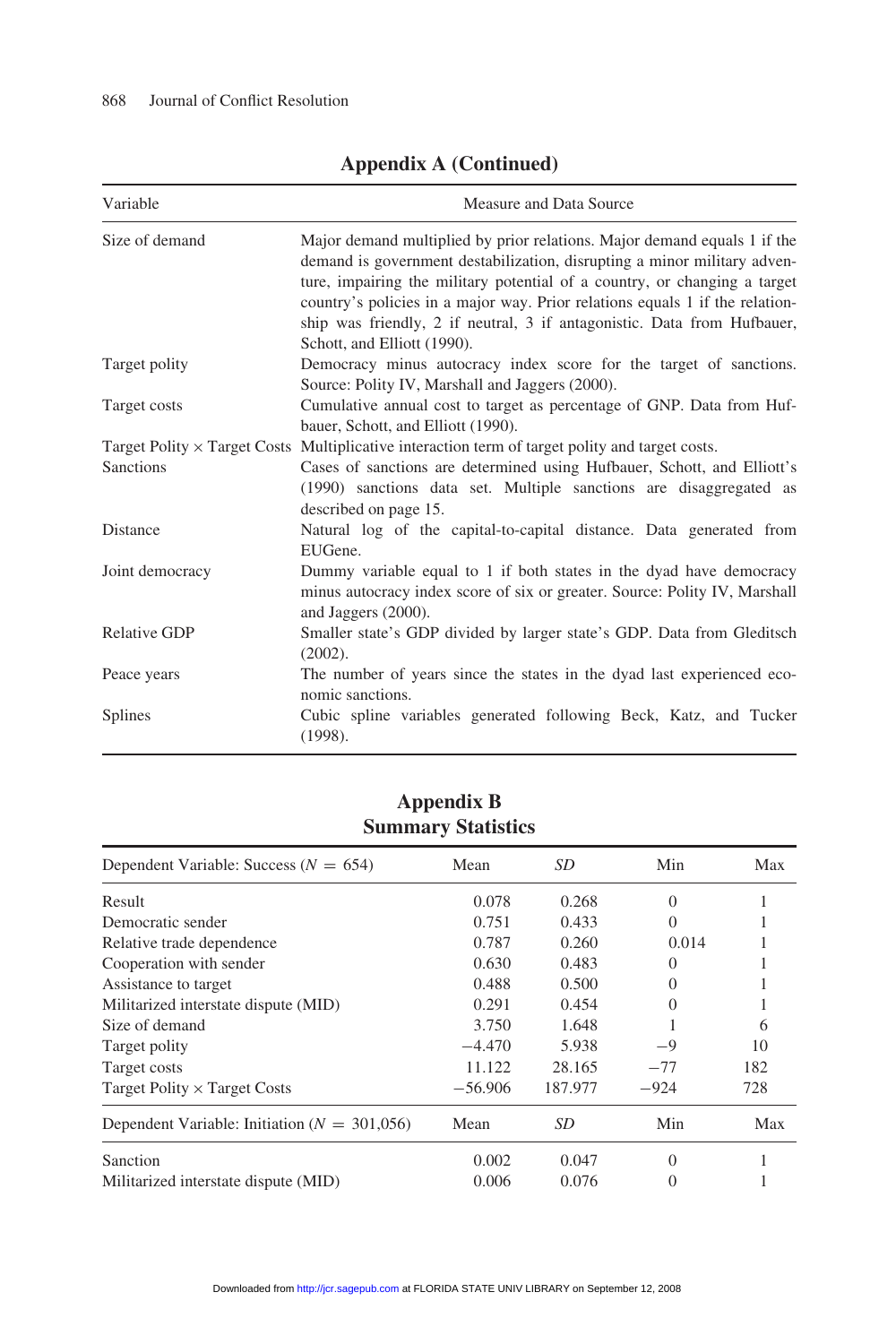## Appendix A (Continued)

| Variable | Measure and Data Source |
|---|---|
| Size of demand | Major demand multiplied by prior relations. Major demand equals 1 if the demand is government destabilization, disrupting a minor military adventure, impairing the military potential of a country, or changing a target country's policies in a major way. Prior relations equals 1 if the relationship was friendly, 2 if neutral, 3 if antagonistic. Data from Hufbauer, Schott, and Elliott (1990). |
| Target polity | Democracy minus autocracy index score for the target of sanctions. Source: Polity IV, Marshall and Jaggers (2000). |
| Target costs | Cumulative annual cost to target as percentage of GNP. Data from Hufbauer, Schott, and Elliott (1990). |
| Target Polity × Target Costs | Multiplicative interaction term of target polity and target costs. |
| Sanctions | Cases of sanctions are determined using Hufbauer, Schott, and Elliott's (1990) sanctions data set. Multiple sanctions are disaggregated as described on page 15. |
| Distance | Natural log of the capital-to-capital distance. Data generated from EUGene. |
| Joint democracy | Dummy variable equal to 1 if both states in the dyad have democracy minus autocracy index score of six or greater. Source: Polity IV, Marshall and Jaggers (2000). |
| Relative GDP | Smaller state's GDP divided by larger state's GDP. Data from Gleditsch (2002). |
| Peace years | The number of years since the states in the dyad last experienced economic sanctions. |
| Splines | Cubic spline variables generated following Beck, Katz, and Tucker (1998). |

## Appendix B
## Summary Statistics

| Dependent Variable: Success ($N$ = 654) | Mean | *SD* | Min | Max |
|---|---|---|---|---|
| Result | 0.078 | 0.268 | 0 | 1 |
| Democratic sender | 0.751 | 0.433 | 0 | 1 |
| Relative trade dependence | 0.787 | 0.260 | 0.014 | 1 |
| Cooperation with sender | 0.630 | 0.483 | 0 | 1 |
| Assistance to target | 0.488 | 0.500 | 0 | 1 |
| Militarized interstate dispute (MID) | 0.291 | 0.454 | 0 | 1 |
| Size of demand | 3.750 | 1.648 | 1 | 6 |
| Target polity | −4.470 | 5.938 | −9 | 10 |
| Target costs | 11.122 | 28.165 | −77 | 182 |
| Target Polity × Target Costs | −56.906 | 187.977 | −924 | 728 |
| **Dependent Variable: Initiation ($N$ = 301,056)** | **Mean** | ***SD*** | **Min** | **Max** |
| Sanction | 0.002 | 0.047 | 0 | 1 |
| Militarized interstate dispute (MID) | 0.006 | 0.076 | 0 | 1 |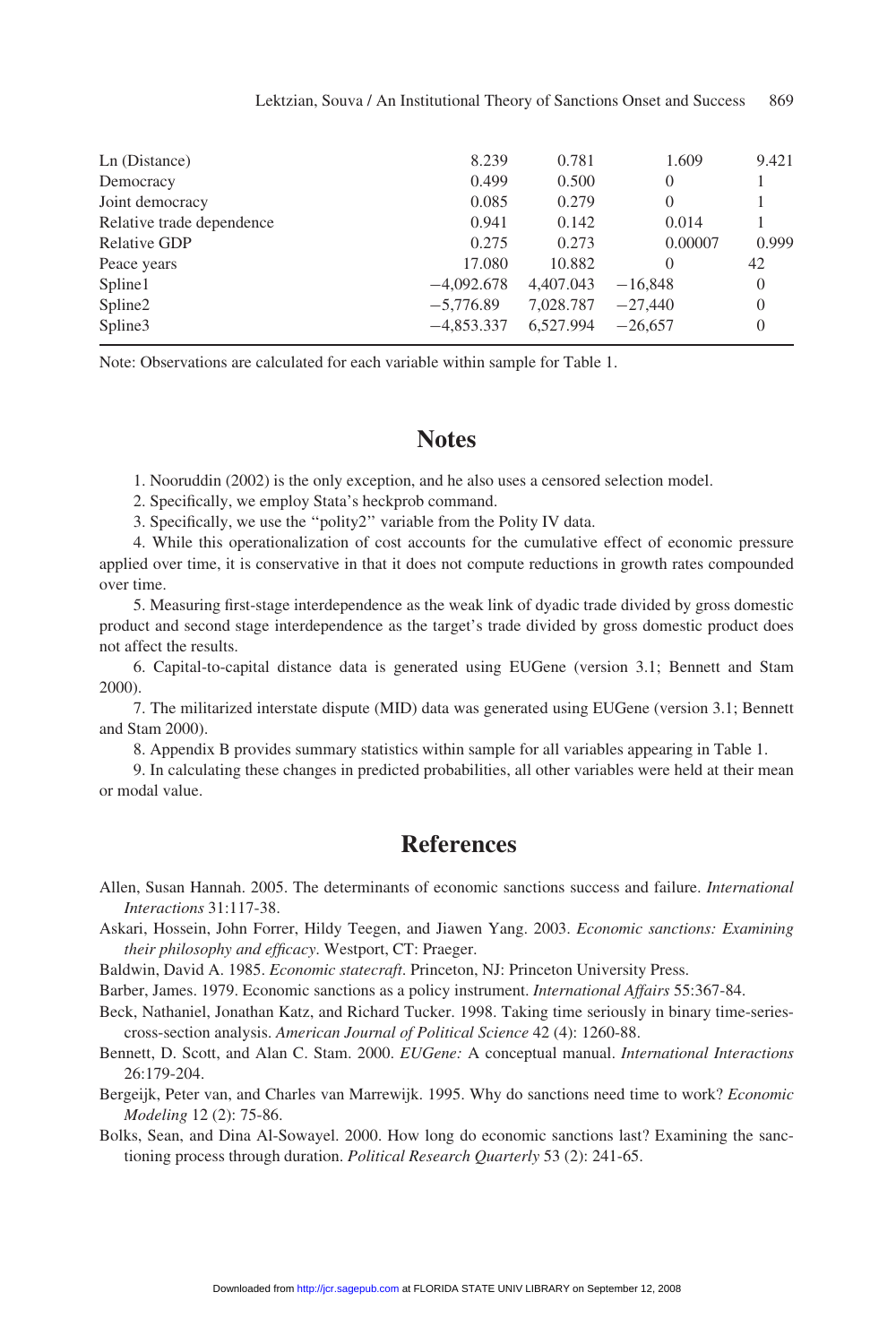| | | | | |
|---|---|---|---|---|
| Ln (Distance) | 8.239 | 0.781 | 1.609 | 9.421 |
| Democracy | 0.499 | 0.500 | 0 | 1 |
| Joint democracy | 0.085 | 0.279 | 0 | 1 |
| Relative trade dependence | 0.941 | 0.142 | 0.014 | 1 |
| Relative GDP | 0.275 | 0.273 | 0.00007 | 0.999 |
| Peace years | 17.080 | 10.882 | 0 | 42 |
| Spline1 | −4,092.678 | 4,407.043 | −16,848 | 0 |
| Spline2 | −5,776.89 | 7,028.787 | −27,440 | 0 |
| Spline3 | −4,853.337 | 6,527.994 | −26,657 | 0 |

Note: Observations are calculated for each variable within sample for Table 1.

## Notes

1. Nooruddin (2002) is the only exception, and he also uses a censored selection model.

2. Specifically, we employ Stata's heckprob command.

3. Specifically, we use the "polity2" variable from the Polity IV data.

4. While this operationalization of cost accounts for the cumulative effect of economic pressure applied over time, it is conservative in that it does not compute reductions in growth rates compounded over time.

5. Measuring first-stage interdependence as the weak link of dyadic trade divided by gross domestic product and second stage interdependence as the target's trade divided by gross domestic product does not affect the results.

6. Capital-to-capital distance data is generated using EUGene (version 3.1; Bennett and Stam 2000).

7. The militarized interstate dispute (MID) data was generated using EUGene (version 3.1; Bennett and Stam 2000).

8. Appendix B provides summary statistics within sample for all variables appearing in Table 1.

9. In calculating these changes in predicted probabilities, all other variables were held at their mean or modal value.

## References

Allen, Susan Hannah. 2005. The determinants of economic sanctions success and failure. *International Interactions* 31:117-38.

Askari, Hossein, John Forrer, Hildy Teegen, and Jiawen Yang. 2003. *Economic sanctions: Examining their philosophy and efficacy*. Westport, CT: Praeger.

Baldwin, David A. 1985. *Economic statecraft*. Princeton, NJ: Princeton University Press.

Barber, James. 1979. Economic sanctions as a policy instrument. *International Affairs* 55:367-84.

Beck, Nathaniel, Jonathan Katz, and Richard Tucker. 1998. Taking time seriously in binary time-series-cross-section analysis. *American Journal of Political Science* 42 (4): 1260-88.

Bennett, D. Scott, and Alan C. Stam. 2000. *EUGene:* A conceptual manual. *International Interactions* 26:179-204.

Bergeijk, Peter van, and Charles van Marrewijk. 1995. Why do sanctions need time to work? *Economic Modeling* 12 (2): 75-86.

Bolks, Sean, and Dina Al-Sowayel. 2000. How long do economic sanctions last? Examining the sanctioning process through duration. *Political Research Quarterly* 53 (2): 241-65.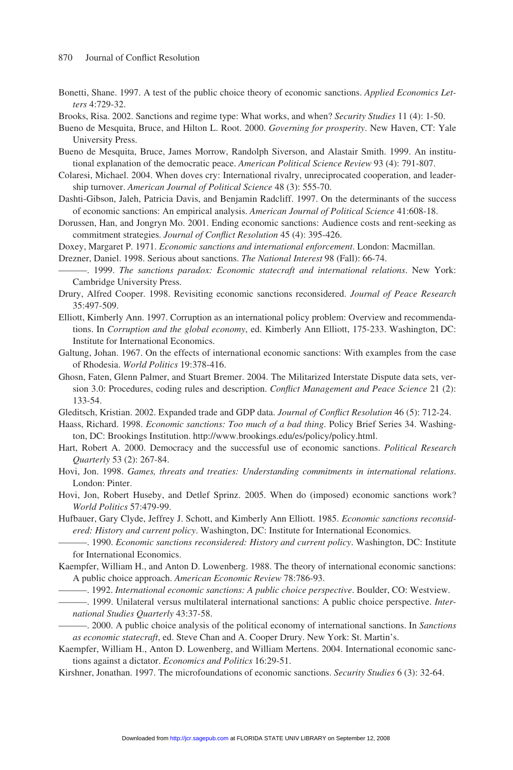Bonetti, Shane. 1997. A test of the public choice theory of economic sanctions. *Applied Economics Letters* 4:729-32.

Brooks, Risa. 2002. Sanctions and regime type: What works, and when? *Security Studies* 11 (4): 1-50.

Bueno de Mesquita, Bruce, and Hilton L. Root. 2000. *Governing for prosperity*. New Haven, CT: Yale University Press.

Bueno de Mesquita, Bruce, James Morrow, Randolph Siverson, and Alastair Smith. 1999. An institutional explanation of the democratic peace. *American Political Science Review* 93 (4): 791-807.

Colaresi, Michael. 2004. When doves cry: International rivalry, unreciprocated cooperation, and leadership turnover. *American Journal of Political Science* 48 (3): 555-70.

Dashti-Gibson, Jaleh, Patricia Davis, and Benjamin Radcliff. 1997. On the determinants of the success of economic sanctions: An empirical analysis. *American Journal of Political Science* 41:608-18.

Dorussen, Han, and Jongryn Mo. 2001. Ending economic sanctions: Audience costs and rent-seeking as commitment strategies. *Journal of Conflict Resolution* 45 (4): 395-426.

Doxey, Margaret P. 1971. *Economic sanctions and international enforcement*. London: Macmillan.

Drezner, Daniel. 1998. Serious about sanctions. *The National Interest* 98 (Fall): 66-74.

———. 1999. *The sanctions paradox: Economic statecraft and international relations*. New York: Cambridge University Press.

Drury, Alfred Cooper. 1998. Revisiting economic sanctions reconsidered. *Journal of Peace Research* 35:497-509.

Elliott, Kimberly Ann. 1997. Corruption as an international policy problem: Overview and recommendations. In *Corruption and the global economy*, ed. Kimberly Ann Elliott, 175-233. Washington, DC: Institute for International Economics.

Galtung, Johan. 1967. On the effects of international economic sanctions: With examples from the case of Rhodesia. *World Politics* 19:378-416.

Ghosn, Faten, Glenn Palmer, and Stuart Bremer. 2004. The Militarized Interstate Dispute data sets, version 3.0: Procedures, coding rules and description. *Conflict Management and Peace Science* 21 (2): 133-54.

Gleditsch, Kristian. 2002. Expanded trade and GDP data. *Journal of Conflict Resolution* 46 (5): 712-24.

Haass, Richard. 1998. *Economic sanctions: Too much of a bad thing*. Policy Brief Series 34. Washington, DC: Brookings Institution. http://www.brookings.edu/es/policy/policy.html.

Hart, Robert A. 2000. Democracy and the successful use of economic sanctions. *Political Research Quarterly* 53 (2): 267-84.

Hovi, Jon. 1998. *Games, threats and treaties: Understanding commitments in international relations*. London: Pinter.

Hovi, Jon, Robert Huseby, and Detlef Sprinz. 2005. When do (imposed) economic sanctions work? *World Politics* 57:479-99.

Hufbauer, Gary Clyde, Jeffrey J. Schott, and Kimberly Ann Elliott. 1985. *Economic sanctions reconsidered: History and current policy*. Washington, DC: Institute for International Economics.

———. 1990. *Economic sanctions reconsidered: History and current policy*. Washington, DC: Institute for International Economics.

Kaempfer, William H., and Anton D. Lowenberg. 1988. The theory of international economic sanctions: A public choice approach. *American Economic Review* 78:786-93.

———. 1992. *International economic sanctions: A public choice perspective*. Boulder, CO: Westview.

———. 1999. Unilateral versus multilateral sanctions: A public choice perspective. *International Studies Quarterly* 43:37-58.

———. 2000. A public choice analysis of the political economy of international sanctions. In *Sanctions as economic statecraft*, ed. Steve Chan and A. Cooper Drury. New York: St. Martin's.

Kaempfer, William H., Anton D. Lowenberg, and William Mertens. 2004. International economic sanctions against a dictator. *Economics and Politics* 16:29-51.

Kirshner, Jonathan. 1997. The microfoundations of economic sanctions. *Security Studies* 6 (3): 32-64.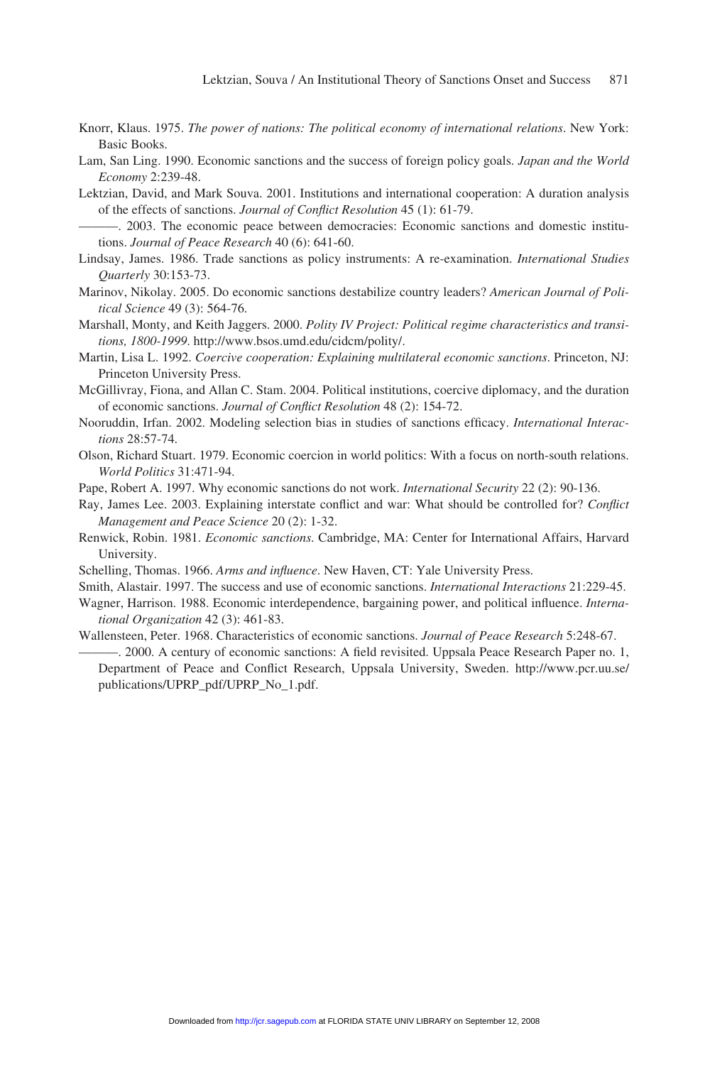Knorr, Klaus. 1975. *The power of nations: The political economy of international relations*. New York: Basic Books.

Lam, San Ling. 1990. Economic sanctions and the success of foreign policy goals. *Japan and the World Economy* 2:239-48.

Lektzian, David, and Mark Souva. 2001. Institutions and international cooperation: A duration analysis of the effects of sanctions. *Journal of Conflict Resolution* 45 (1): 61-79.

———. 2003. The economic peace between democracies: Economic sanctions and domestic institutions. *Journal of Peace Research* 40 (6): 641-60.

Lindsay, James. 1986. Trade sanctions as policy instruments: A re-examination. *International Studies Quarterly* 30:153-73.

Marinov, Nikolay. 2005. Do economic sanctions destabilize country leaders? *American Journal of Political Science* 49 (3): 564-76.

Marshall, Monty, and Keith Jaggers. 2000. *Polity IV Project: Political regime characteristics and transitions, 1800-1999*. http://www.bsos.umd.edu/cidcm/polity/.

Martin, Lisa L. 1992. *Coercive cooperation: Explaining multilateral economic sanctions*. Princeton, NJ: Princeton University Press.

McGillivray, Fiona, and Allan C. Stam. 2004. Political institutions, coercive diplomacy, and the duration of economic sanctions. *Journal of Conflict Resolution* 48 (2): 154-72.

Nooruddin, Irfan. 2002. Modeling selection bias in studies of sanctions efficacy. *International Interactions* 28:57-74.

Olson, Richard Stuart. 1979. Economic coercion in world politics: With a focus on north-south relations. *World Politics* 31:471-94.

Pape, Robert A. 1997. Why economic sanctions do not work. *International Security* 22 (2): 90-136.

Ray, James Lee. 2003. Explaining interstate conflict and war: What should be controlled for? *Conflict Management and Peace Science* 20 (2): 1-32.

Renwick, Robin. 1981. *Economic sanctions.* Cambridge, MA: Center for International Affairs, Harvard University.

Schelling, Thomas. 1966. *Arms and influence*. New Haven, CT: Yale University Press.

Smith, Alastair. 1997. The success and use of economic sanctions. *International Interactions* 21:229-45.

Wagner, Harrison. 1988. Economic interdependence, bargaining power, and political influence. *International Organization* 42 (3): 461-83.

Wallensteen, Peter. 1968. Characteristics of economic sanctions. *Journal of Peace Research* 5:248-67.

———. 2000. A century of economic sanctions: A field revisited. Uppsala Peace Research Paper no. 1, Department of Peace and Conflict Research, Uppsala University, Sweden. http://www.pcr.uu.se/publications/UPRP_pdf/UPRP_No_1.pdf.